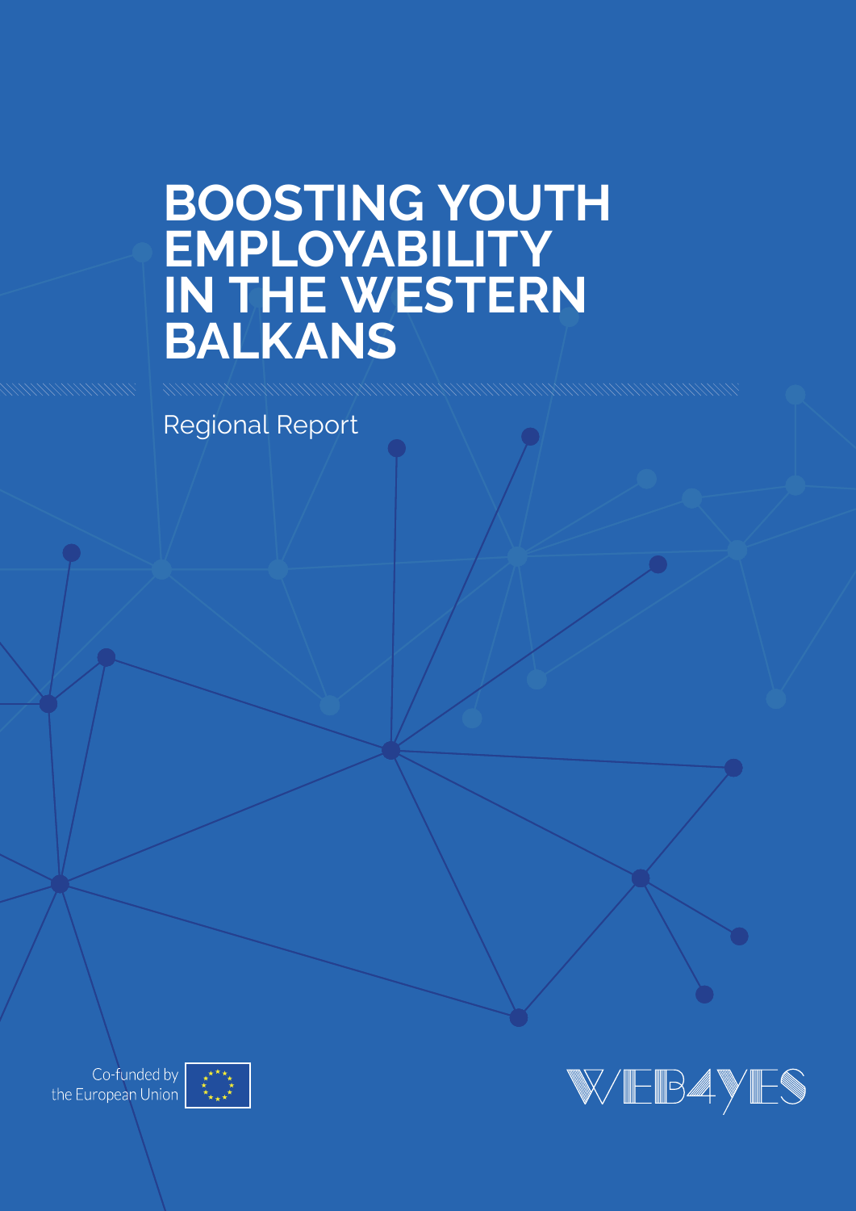# BOOSTING YOUTH EMPLOYABILITY IN THE WESTERN BALKANS

Regional Report

Co-funded by the European Union

WEB4YES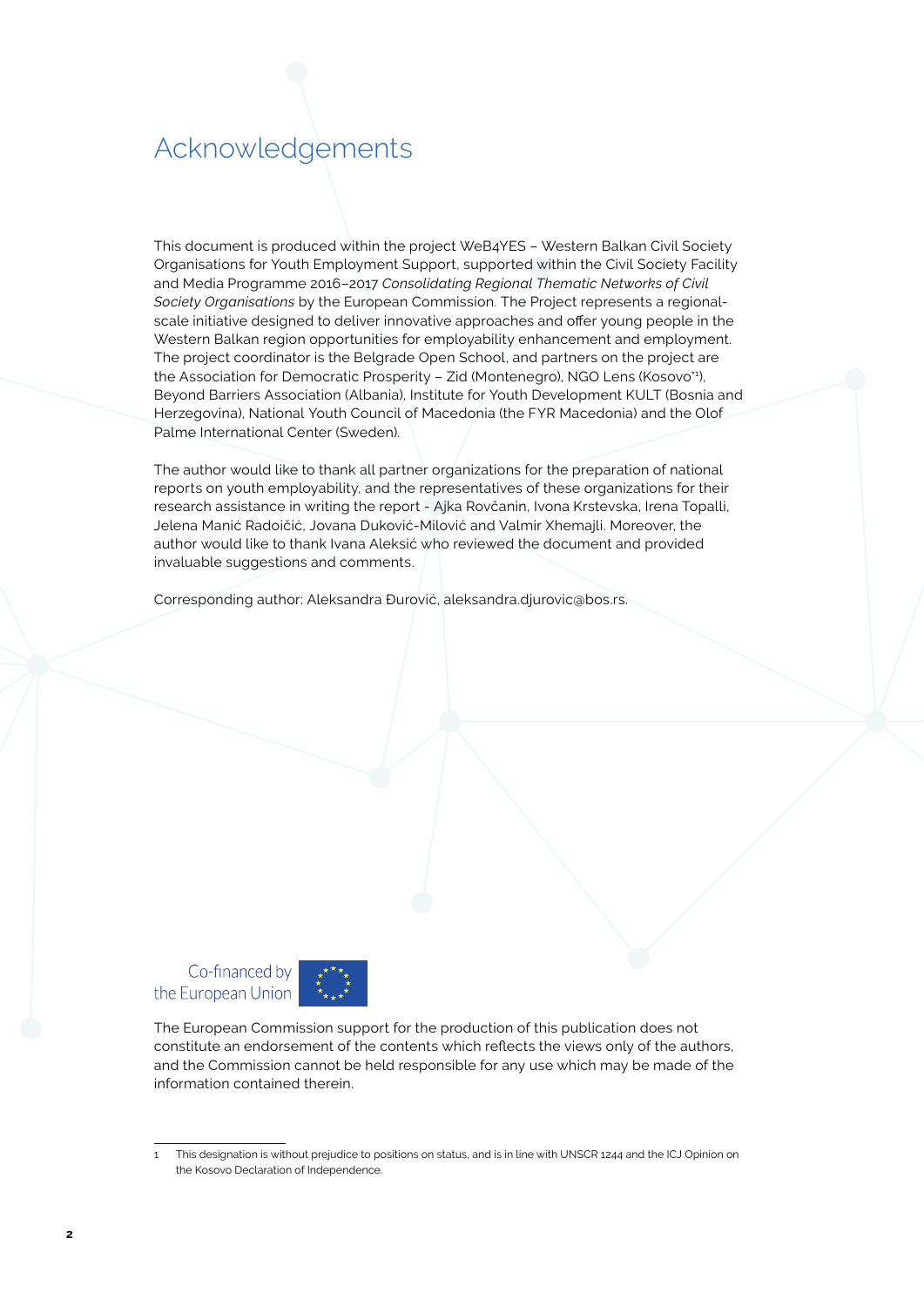# Acknowledgements

This document is produced within the project WeB4YES – Western Balkan Civil Society Organisations for Youth Employment Support, supported within the Civil Society Facility and Media Programme 2016–2017 *Consolidating Regional Thematic Networks of Civil Society Organisations* by the European Commission. The Project represents a regional-scale initiative designed to deliver innovative approaches and offer young people in the Western Balkan region opportunities for employability enhancement and employment. The project coordinator is the Belgrade Open School, and partners on the project are the Association for Democratic Prosperity – Zid (Montenegro), NGO Lens (Kosovo*[1]), Beyond Barriers Association (Albania), Institute for Youth Development KULT (Bosnia and Herzegovina), National Youth Council of Macedonia (the FYR Macedonia) and the Olof Palme International Center (Sweden).

The author would like to thank all partner organizations for the preparation of national reports on youth employability, and the representatives of these organizations for their research assistance in writing the report - Ajka Rovčanin, Ivona Krstevska, Irena Topalli, Jelena Manić Radoičić, Jovana Duković-Milović and Valmir Xhemajli. Moreover, the author would like to thank Ivana Aleksić who reviewed the document and provided invaluable suggestions and comments.

Corresponding author: Aleksandra Đurović, aleksandra.djurovic@bos.rs.

Co-financed by the European Union

The European Commission support for the production of this publication does not constitute an endorsement of the contents which reflects the views only of the authors, and the Commission cannot be held responsible for any use which may be made of the information contained therein.

---

1 This designation is without prejudice to positions on status, and is in line with UNSCR 1244 and the ICJ Opinion on the Kosovo Declaration of Independence.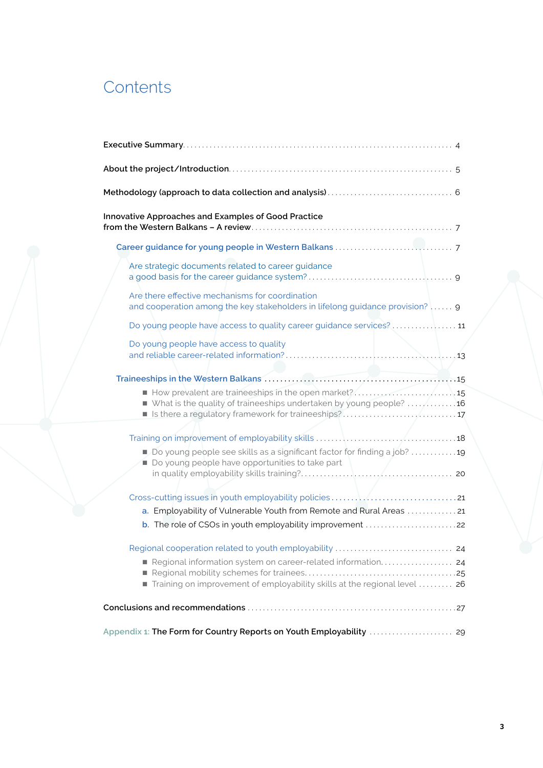# Contents

Executive Summary ... 4

About the project/Introduction ... 5

Methodology (approach to data collection and analysis) ... 6

Innovative Approaches and Examples of Good Practice from the Western Balkans – A review ... 7

- Career guidance for young people in Western Balkans ... 7
  - Are strategic documents related to career guidance a good basis for the career guidance system? ... 9
  - Are there effective mechanisms for coordination and cooperation among the key stakeholders in lifelong guidance provision? ... 9
  - Do young people have access to quality career guidance services? ... 11
  - Do young people have access to quality and reliable career-related information? ... 13
- Traineeships in the Western Balkans ... 15
  - How prevalent are traineeships in the open market? ... 15
  - What is the quality of traineeships undertaken by young people? ... 16
  - Is there a regulatory framework for traineeships? ... 17
  - Training on improvement of employability skills ... 18
    - Do young people see skills as a significant factor for finding a job? ... 19
    - Do young people have opportunities to take part in quality employability skills training? ... 20
  - Cross-cutting issues in youth employability policies ... 21
    - a. Employability of Vulnerable Youth from Remote and Rural Areas ... 21
    - b. The role of CSOs in youth employability improvement ... 22
  - Regional cooperation related to youth employability ... 24
    - Regional information system on career-related information ... 24
    - Regional mobility schemes for trainees ... 25
    - Training on improvement of employability skills at the regional level ... 26

Conclusions and recommendations ... 27

Appendix 1: The Form for Country Reports on Youth Employability ... 29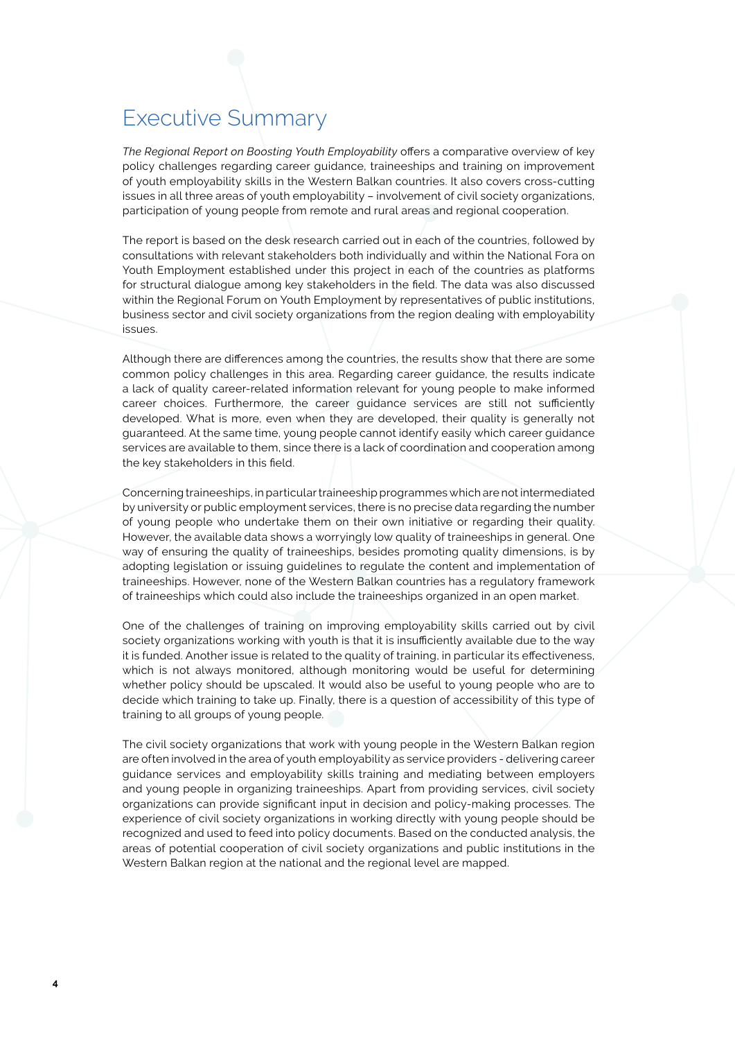# Executive Summary

*The Regional Report on Boosting Youth Employability* offers a comparative overview of key policy challenges regarding career guidance, traineeships and training on improvement of youth employability skills in the Western Balkan countries. It also covers cross-cutting issues in all three areas of youth employability – involvement of civil society organizations, participation of young people from remote and rural areas and regional cooperation.

The report is based on the desk research carried out in each of the countries, followed by consultations with relevant stakeholders both individually and within the National Fora on Youth Employment established under this project in each of the countries as platforms for structural dialogue among key stakeholders in the field. The data was also discussed within the Regional Forum on Youth Employment by representatives of public institutions, business sector and civil society organizations from the region dealing with employability issues.

Although there are differences among the countries, the results show that there are some common policy challenges in this area. Regarding career guidance, the results indicate a lack of quality career-related information relevant for young people to make informed career choices. Furthermore, the career guidance services are still not sufficiently developed. What is more, even when they are developed, their quality is generally not guaranteed. At the same time, young people cannot identify easily which career guidance services are available to them, since there is a lack of coordination and cooperation among the key stakeholders in this field.

Concerning traineeships, in particular traineeship programmes which are not intermediated by university or public employment services, there is no precise data regarding the number of young people who undertake them on their own initiative or regarding their quality. However, the available data shows a worryingly low quality of traineeships in general. One way of ensuring the quality of traineeships, besides promoting quality dimensions, is by adopting legislation or issuing guidelines to regulate the content and implementation of traineeships. However, none of the Western Balkan countries has a regulatory framework of traineeships which could also include the traineeships organized in an open market.

One of the challenges of training on improving employability skills carried out by civil society organizations working with youth is that it is insufficiently available due to the way it is funded. Another issue is related to the quality of training, in particular its effectiveness, which is not always monitored, although monitoring would be useful for determining whether policy should be upscaled. It would also be useful to young people who are to decide which training to take up. Finally, there is a question of accessibility of this type of training to all groups of young people.

The civil society organizations that work with young people in the Western Balkan region are often involved in the area of youth employability as service providers - delivering career guidance services and employability skills training and mediating between employers and young people in organizing traineeships. Apart from providing services, civil society organizations can provide significant input in decision and policy-making processes. The experience of civil society organizations in working directly with young people should be recognized and used to feed into policy documents. Based on the conducted analysis, the areas of potential cooperation of civil society organizations and public institutions in the Western Balkan region at the national and the regional level are mapped.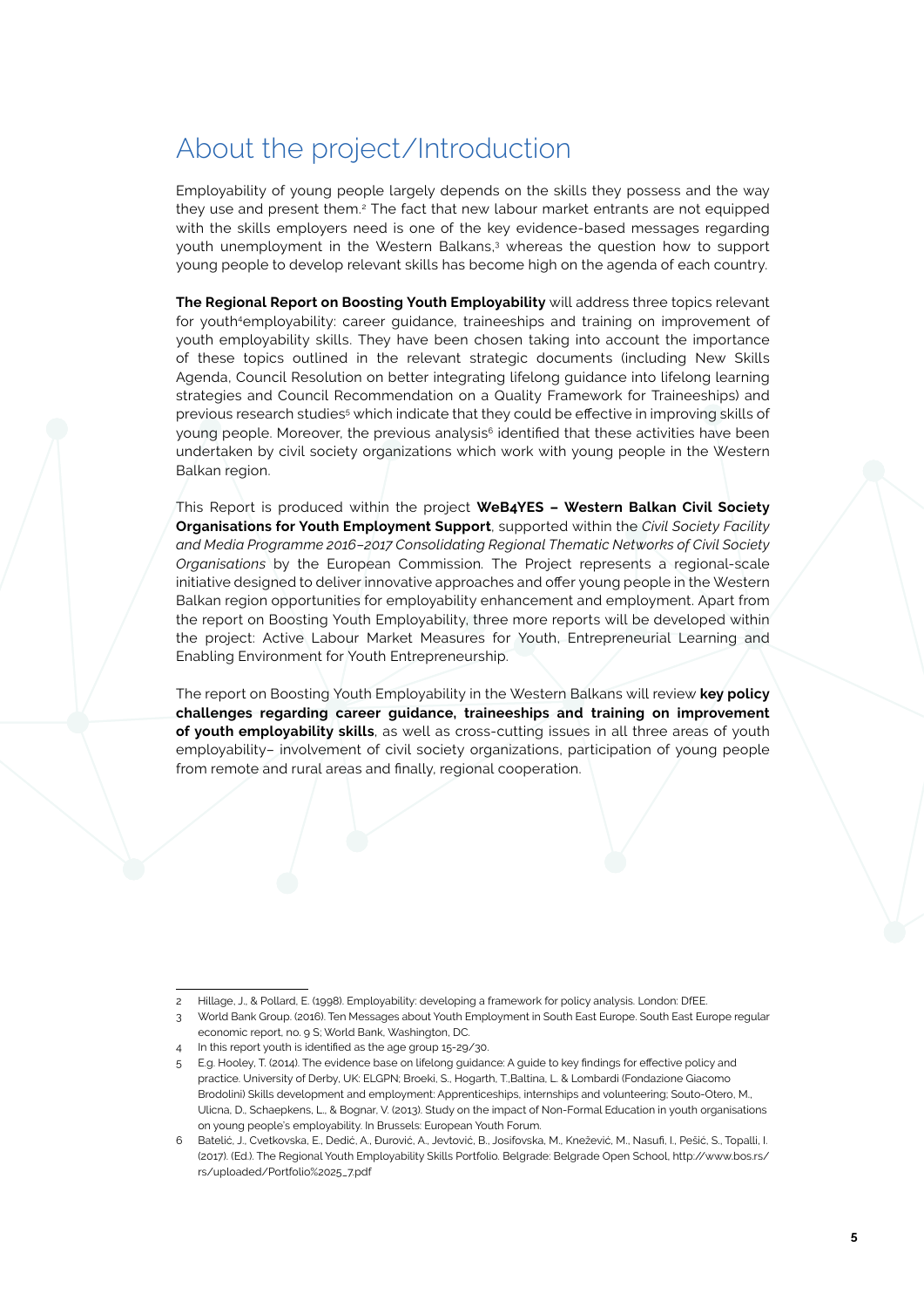# About the project/Introduction

Employability of young people largely depends on the skills they possess and the way they use and present them.[2] The fact that new labour market entrants are not equipped with the skills employers need is one of the key evidence-based messages regarding youth unemployment in the Western Balkans,[3] whereas the question how to support young people to develop relevant skills has become high on the agenda of each country.

**The Regional Report on Boosting Youth Employability** will address three topics relevant for youth[4]employability: career guidance, traineeships and training on improvement of youth employability skills. They have been chosen taking into account the importance of these topics outlined in the relevant strategic documents (including New Skills Agenda, Council Resolution on better integrating lifelong guidance into lifelong learning strategies and Council Recommendation on a Quality Framework for Traineeships) and previous research studies[5] which indicate that they could be effective in improving skills of young people. Moreover, the previous analysis[6] identified that these activities have been undertaken by civil society organizations which work with young people in the Western Balkan region.

This Report is produced within the project **WeB4YES – Western Balkan Civil Society Organisations for Youth Employment Support**, supported within the *Civil Society Facility and Media Programme 2016–2017 Consolidating Regional Thematic Networks of Civil Society Organisations* by the European Commission. The Project represents a regional-scale initiative designed to deliver innovative approaches and offer young people in the Western Balkan region opportunities for employability enhancement and employment. Apart from the report on Boosting Youth Employability, three more reports will be developed within the project: Active Labour Market Measures for Youth, Entrepreneurial Learning and Enabling Environment for Youth Entrepreneurship.

The report on Boosting Youth Employability in the Western Balkans will review **key policy challenges regarding career guidance, traineeships and training on improvement of youth employability skills**, as well as cross-cutting issues in all three areas of youth employability– involvement of civil society organizations, participation of young people from remote and rural areas and finally, regional cooperation.

---

2 Hillage, J., & Pollard, E. (1998). Employability: developing a framework for policy analysis. London: DfEE.

3 World Bank Group. (2016). Ten Messages about Youth Employment in South East Europe. South East Europe regular economic report, no. 9 S; World Bank, Washington, DC.

4 In this report youth is identified as the age group 15-29/30.

5 E.g. Hooley, T. (2014). The evidence base on lifelong guidance: A guide to key findings for effective policy and practice. University of Derby, UK: ELGPN; Broeki, S., Hogarth, T.,Baltina, L. & Lombardi (Fondazione Giacomo Brodolini) Skills development and employment: Apprenticeships, internships and volunteering; Souto-Otero, M., Ulicna, D., Schaepkens, L., & Bognar, V. (2013). Study on the impact of Non-Formal Education in youth organisations on young people's employability. In Brussels: European Youth Forum.

6 Batelić, J., Cvetkovska, E., Dedić, A., Đurović, A., Jevtović, B., Josifovska, M., Knežević, M., Nasufi, I., Pešić, S., Topalli, I. (2017). (Ed.). The Regional Youth Employability Skills Portfolio. Belgrade: Belgrade Open School, http://www.bos.rs/rs/uploaded/Portfolio%2025_7.pdf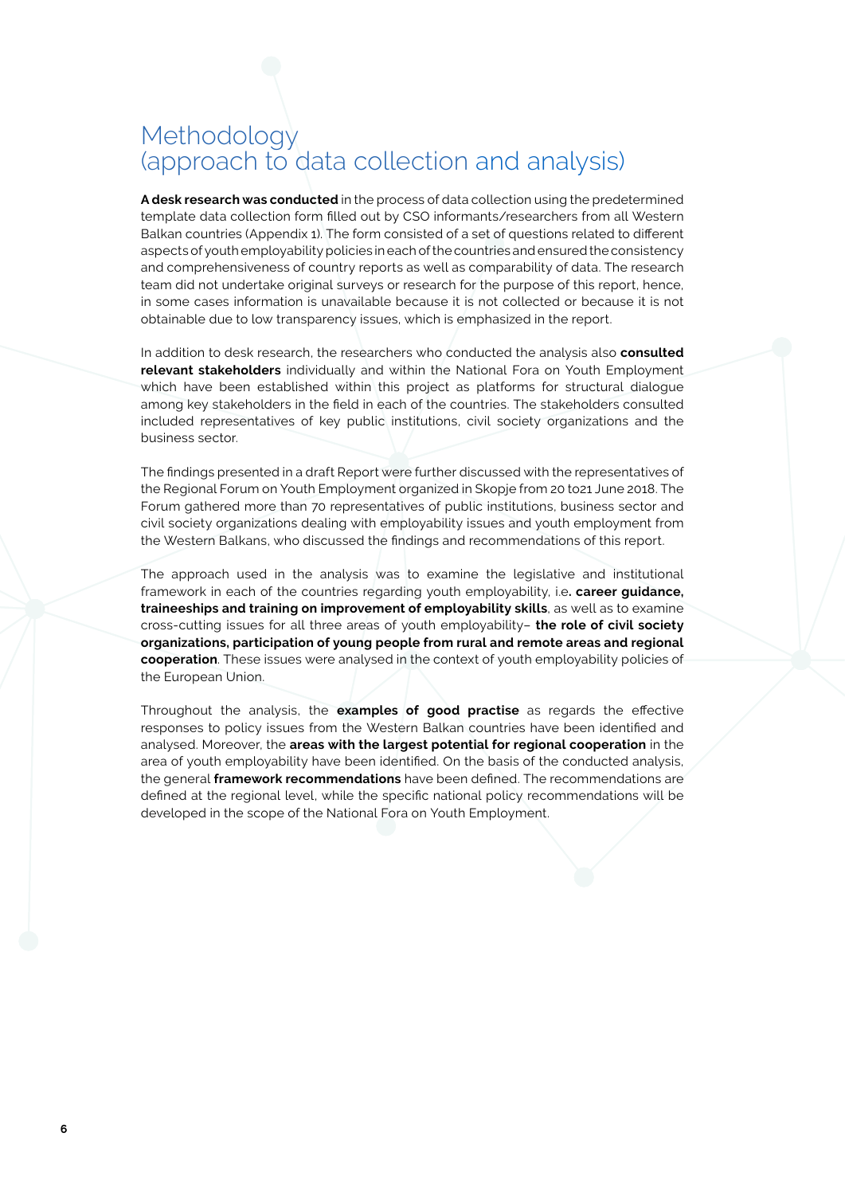# Methodology
(approach to data collection and analysis)

**A desk research was conducted** in the process of data collection using the predetermined template data collection form filled out by CSO informants/researchers from all Western Balkan countries (Appendix 1). The form consisted of a set of questions related to different aspects of youth employability policies in each of the countries and ensured the consistency and comprehensiveness of country reports as well as comparability of data. The research team did not undertake original surveys or research for the purpose of this report, hence, in some cases information is unavailable because it is not collected or because it is not obtainable due to low transparency issues, which is emphasized in the report.

In addition to desk research, the researchers who conducted the analysis also **consulted relevant stakeholders** individually and within the National Fora on Youth Employment which have been established within this project as platforms for structural dialogue among key stakeholders in the field in each of the countries. The stakeholders consulted included representatives of key public institutions, civil society organizations and the business sector.

The findings presented in a draft Report were further discussed with the representatives of the Regional Forum on Youth Employment organized in Skopje from 20 to21 June 2018. The Forum gathered more than 70 representatives of public institutions, business sector and civil society organizations dealing with employability issues and youth employment from the Western Balkans, who discussed the findings and recommendations of this report.

The approach used in the analysis was to examine the legislative and institutional framework in each of the countries regarding youth employability, i.e**. career guidance, traineeships and training on improvement of employability skills**, as well as to examine cross-cutting issues for all three areas of youth employability– **the role of civil society organizations, participation of young people from rural and remote areas and regional cooperation**. These issues were analysed in the context of youth employability policies of the European Union.

Throughout the analysis, the **examples of good practise** as regards the effective responses to policy issues from the Western Balkan countries have been identified and analysed. Moreover, the **areas with the largest potential for regional cooperation** in the area of youth employability have been identified. On the basis of the conducted analysis, the general **framework recommendations** have been defined. The recommendations are defined at the regional level, while the specific national policy recommendations will be developed in the scope of the National Fora on Youth Employment.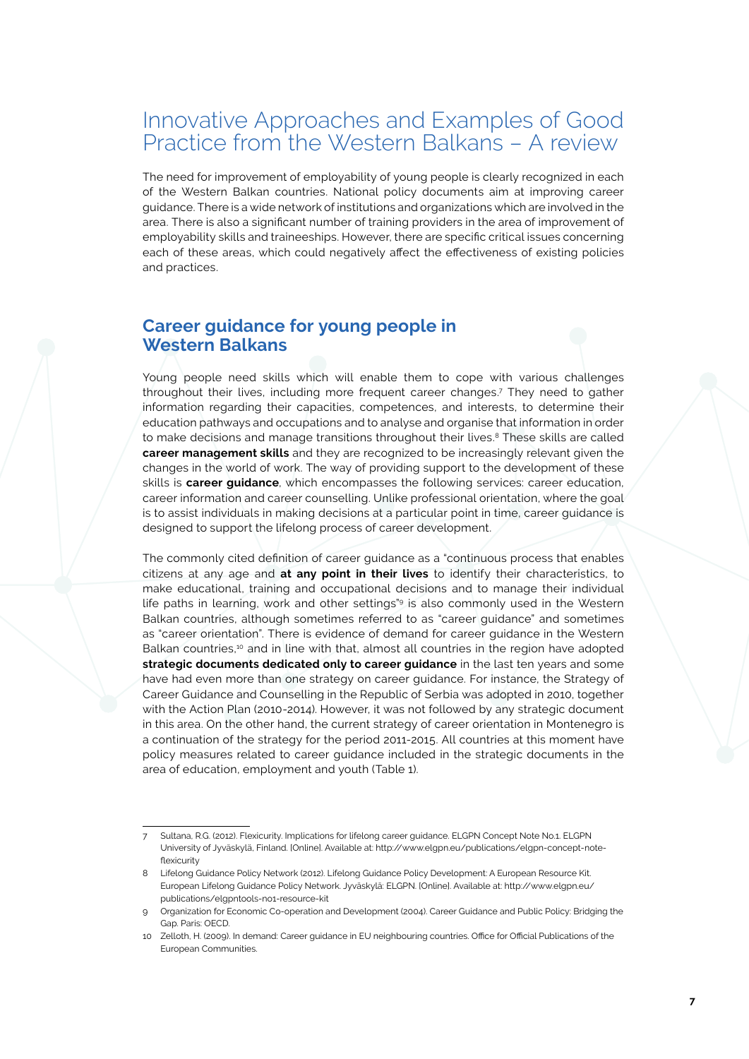# Innovative Approaches and Examples of Good Practice from the Western Balkans – A review

The need for improvement of employability of young people is clearly recognized in each of the Western Balkan countries. National policy documents aim at improving career guidance. There is a wide network of institutions and organizations which are involved in the area. There is also a significant number of training providers in the area of improvement of employability skills and traineeships. However, there are specific critical issues concerning each of these areas, which could negatively affect the effectiveness of existing policies and practices.

## Career guidance for young people in Western Balkans

Young people need skills which will enable them to cope with various challenges throughout their lives, including more frequent career changes.[7] They need to gather information regarding their capacities, competences, and interests, to determine their education pathways and occupations and to analyse and organise that information in order to make decisions and manage transitions throughout their lives.[8] These skills are called **career management skills** and they are recognized to be increasingly relevant given the changes in the world of work. The way of providing support to the development of these skills is **career guidance**, which encompasses the following services: career education, career information and career counselling. Unlike professional orientation, where the goal is to assist individuals in making decisions at a particular point in time, career guidance is designed to support the lifelong process of career development.

The commonly cited definition of career guidance as a "continuous process that enables citizens at any age and **at any point in their lives** to identify their characteristics, to make educational, training and occupational decisions and to manage their individual life paths in learning, work and other settings"[9] is also commonly used in the Western Balkan countries, although sometimes referred to as "career guidance" and sometimes as "career orientation". There is evidence of demand for career guidance in the Western Balkan countries,[10] and in line with that, almost all countries in the region have adopted **strategic documents dedicated only to career guidance** in the last ten years and some have had even more than one strategy on career guidance. For instance, the Strategy of Career Guidance and Counselling in the Republic of Serbia was adopted in 2010, together with the Action Plan (2010-2014). However, it was not followed by any strategic document in this area. On the other hand, the current strategy of career orientation in Montenegro is a continuation of the strategy for the period 2011-2015. All countries at this moment have policy measures related to career guidance included in the strategic documents in the area of education, employment and youth (Table 1).

---

7 Sultana, R.G. (2012). Flexicurity. Implications for lifelong career guidance. ELGPN Concept Note No.1. ELGPN University of Jyväskylä, Finland. [Online]. Available at: http://www.elgpn.eu/publications/elgpn-concept-note-flexicurity

8 Lifelong Guidance Policy Network (2012). Lifelong Guidance Policy Development: A European Resource Kit. European Lifelong Guidance Policy Network. Jyväskylä: ELGPN. [Online]. Available at: http://www.elgpn.eu/publications/elgpntools-no1-resource-kit

9 Organization for Economic Co-operation and Development (2004). Career Guidance and Public Policy: Bridging the Gap. Paris: OECD.

10 Zelloth, H. (2009). In demand: Career guidance in EU neighbouring countries. Office for Official Publications of the European Communities.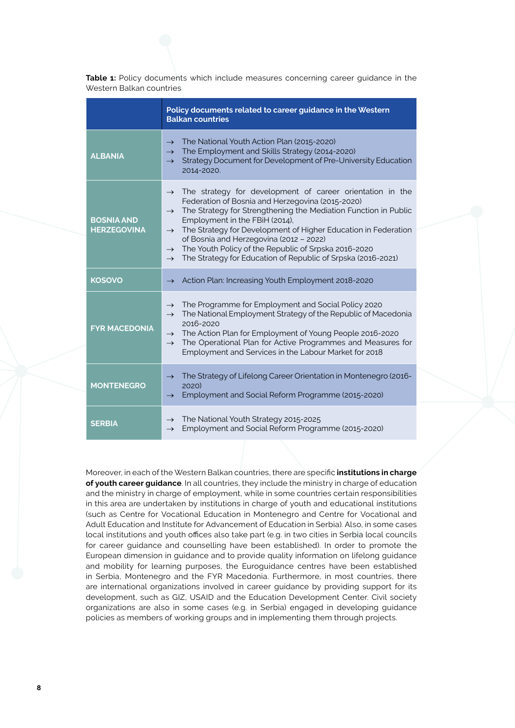**Table 1:** Policy documents which include measures concerning career guidance in the Western Balkan countries

| | Policy documents related to career guidance in the Western Balkan countries |
|---|---|
| **ALBANIA** | → The National Youth Action Plan (2015-2020)<br>→ The Employment and Skills Strategy (2014-2020)<br>→ Strategy Document for Development of Pre-University Education 2014-2020. |
| **BOSNIA AND HERZEGOVINA** | → The strategy for development of career orientation in the Federation of Bosnia and Herzegovina (2015-2020)<br>→ The Strategy for Strengthening the Mediation Function in Public Employment in the FBiH (2014),<br>→ The Strategy for Development of Higher Education in Federation of Bosnia and Herzegovina (2012 – 2022)<br>→ The Youth Policy of the Republic of Srpska 2016-2020<br>→ The Strategy for Education of Republic of Srpska (2016-2021) |
| **KOSOVO** | → Action Plan: Increasing Youth Employment 2018-2020 |
| **FYR MACEDONIA** | → The Programme for Employment and Social Policy 2020<br>→ The National Employment Strategy of the Republic of Macedonia 2016-2020<br>→ The Action Plan for Employment of Young People 2016-2020<br>→ The Operational Plan for Active Programmes and Measures for Employment and Services in the Labour Market for 2018 |
| **MONTENEGRO** | → The Strategy of Lifelong Career Orientation in Montenegro (2016-2020)<br>→ Employment and Social Reform Programme (2015-2020) |
| **SERBIA** | → The National Youth Strategy 2015-2025<br>→ Employment and Social Reform Programme (2015-2020) |

Moreover, in each of the Western Balkan countries, there are specific **institutions in charge of youth career guidance**. In all countries, they include the ministry in charge of education and the ministry in charge of employment, while in some countries certain responsibilities in this area are undertaken by institutions in charge of youth and educational institutions (such as Centre for Vocational Education in Montenegro and Centre for Vocational and Adult Education and Institute for Advancement of Education in Serbia). Also, in some cases local institutions and youth offices also take part (e.g. in two cities in Serbia local councils for career guidance and counselling have been established). In order to promote the European dimension in guidance and to provide quality information on lifelong guidance and mobility for learning purposes, the Euroguidance centres have been established in Serbia, Montenegro and the FYR Macedonia. Furthermore, in most countries, there are international organizations involved in career guidance by providing support for its development, such as GIZ, USAID and the Education Development Center. Civil society organizations are also in some cases (e.g. in Serbia) engaged in developing guidance policies as members of working groups and in implementing them through projects.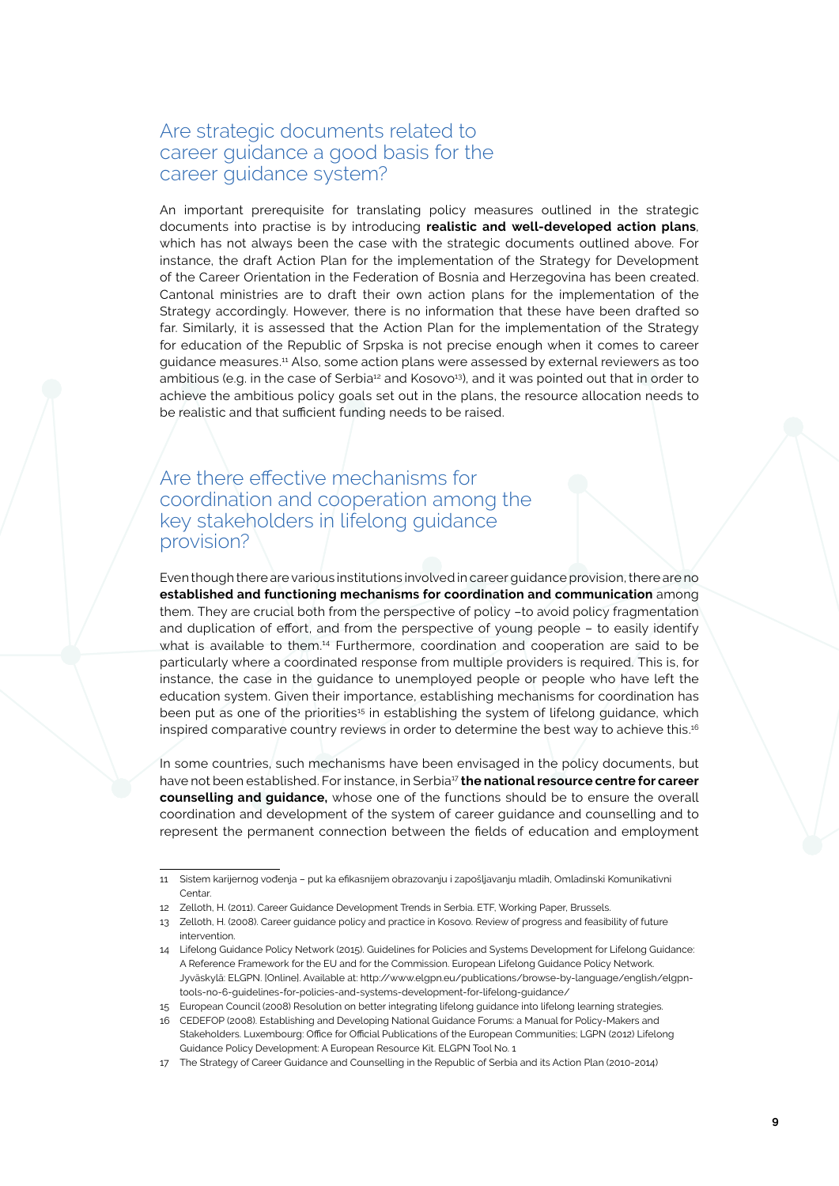## Are strategic documents related to career guidance a good basis for the career guidance system?

An important prerequisite for translating policy measures outlined in the strategic documents into practise is by introducing **realistic and well-developed action plans**, which has not always been the case with the strategic documents outlined above. For instance, the draft Action Plan for the implementation of the Strategy for Development of the Career Orientation in the Federation of Bosnia and Herzegovina has been created. Cantonal ministries are to draft their own action plans for the implementation of the Strategy accordingly. However, there is no information that these have been drafted so far. Similarly, it is assessed that the Action Plan for the implementation of the Strategy for education of the Republic of Srpska is not precise enough when it comes to career guidance measures.[11] Also, some action plans were assessed by external reviewers as too ambitious (e.g. in the case of Serbia[12] and Kosovo[13]), and it was pointed out that in order to achieve the ambitious policy goals set out in the plans, the resource allocation needs to be realistic and that sufficient funding needs to be raised.

## Are there effective mechanisms for coordination and cooperation among the key stakeholders in lifelong guidance provision?

Even though there are various institutions involved in career guidance provision, there are no **established and functioning mechanisms for coordination and communication** among them. They are crucial both from the perspective of policy –to avoid policy fragmentation and duplication of effort, and from the perspective of young people – to easily identify what is available to them.[14] Furthermore, coordination and cooperation are said to be particularly where a coordinated response from multiple providers is required. This is, for instance, the case in the guidance to unemployed people or people who have left the education system. Given their importance, establishing mechanisms for coordination has been put as one of the priorities[15] in establishing the system of lifelong guidance, which inspired comparative country reviews in order to determine the best way to achieve this.[16]

In some countries, such mechanisms have been envisaged in the policy documents, but have not been established. For instance, in Serbia[17] **the national resource centre for career counselling and guidance,** whose one of the functions should be to ensure the overall coordination and development of the system of career guidance and counselling and to represent the permanent connection between the fields of education and employment

---

11 Sistem karijernog vođenja – put ka efikasnijem obrazovanju i zapošljavanju mladih, Omladinski Komunikativni Centar.

12 Zelloth, H. (2011). Career Guidance Development Trends in Serbia. ETF, Working Paper, Brussels.

13 Zelloth, H. (2008). Career guidance policy and practice in Kosovo. Review of progress and feasibility of future intervention.

14 Lifelong Guidance Policy Network (2015). Guidelines for Policies and Systems Development for Lifelong Guidance: A Reference Framework for the EU and for the Commission. European Lifelong Guidance Policy Network. Jyväskylä: ELGPN. [Online]. Available at: http://www.elgpn.eu/publications/browse-by-language/english/elgpn-tools-no-6-guidelines-for-policies-and-systems-development-for-lifelong-guidance/

15 European Council (2008) Resolution on better integrating lifelong guidance into lifelong learning strategies.

16 CEDEFOP (2008). Establishing and Developing National Guidance Forums: a Manual for Policy-Makers and Stakeholders. Luxembourg: Office for Official Publications of the European Communities; LGPN (2012) Lifelong Guidance Policy Development: A European Resource Kit. ELGPN Tool No. 1

17 The Strategy of Career Guidance and Counselling in the Republic of Serbia and its Action Plan (2010-2014)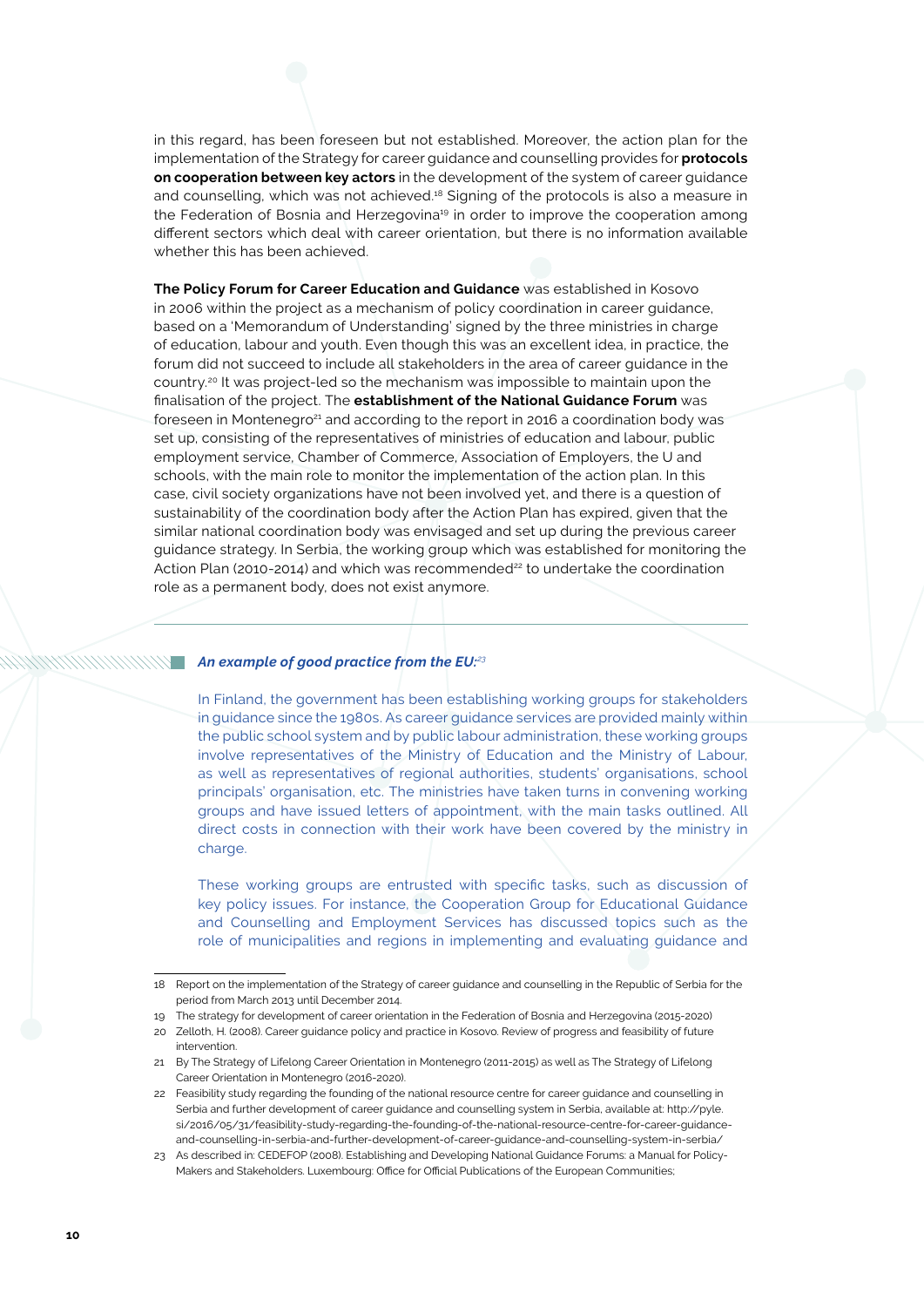in this regard, has been foreseen but not established. Moreover, the action plan for the implementation of the Strategy for career guidance and counselling provides for **protocols on cooperation between key actors** in the development of the system of career guidance and counselling, which was not achieved.[18] Signing of the protocols is also a measure in the Federation of Bosnia and Herzegovina[19] in order to improve the cooperation among different sectors which deal with career orientation, but there is no information available whether this has been achieved.

**The Policy Forum for Career Education and Guidance** was established in Kosovo in 2006 within the project as a mechanism of policy coordination in career guidance, based on a 'Memorandum of Understanding' signed by the three ministries in charge of education, labour and youth. Even though this was an excellent idea, in practice, the forum did not succeed to include all stakeholders in the area of career guidance in the country.[20] It was project-led so the mechanism was impossible to maintain upon the finalisation of the project. The **establishment of the National Guidance Forum** was foreseen in Montenegro[21] and according to the report in 2016 a coordination body was set up, consisting of the representatives of ministries of education and labour, public employment service, Chamber of Commerce, Association of Employers, the U and schools, with the main role to monitor the implementation of the action plan. In this case, civil society organizations have not been involved yet, and there is a question of sustainability of the coordination body after the Action Plan has expired, given that the similar national coordination body was envisaged and set up during the previous career guidance strategy. In Serbia, the working group which was established for monitoring the Action Plan (2010-2014) and which was recommended[22] to undertake the coordination role as a permanent body, does not exist anymore.

---

***An example of good practice from the EU:***[23]

In Finland, the government has been establishing working groups for stakeholders in guidance since the 1980s. As career guidance services are provided mainly within the public school system and by public labour administration, these working groups involve representatives of the Ministry of Education and the Ministry of Labour, as well as representatives of regional authorities, students' organisations, school principals' organisation, etc. The ministries have taken turns in convening working groups and have issued letters of appointment, with the main tasks outlined. All direct costs in connection with their work have been covered by the ministry in charge.

These working groups are entrusted with specific tasks, such as discussion of key policy issues. For instance, the Cooperation Group for Educational Guidance and Counselling and Employment Services has discussed topics such as the role of municipalities and regions in implementing and evaluating guidance and

---

18 Report on the implementation of the Strategy of career guidance and counselling in the Republic of Serbia for the period from March 2013 until December 2014.

19 The strategy for development of career orientation in the Federation of Bosnia and Herzegovina (2015-2020)

20 Zelloth, H. (2008). Career guidance policy and practice in Kosovo. Review of progress and feasibility of future intervention.

21 By The Strategy of Lifelong Career Orientation in Montenegro (2011-2015) as well as The Strategy of Lifelong Career Orientation in Montenegro (2016-2020).

22 Feasibility study regarding the founding of the national resource centre for career guidance and counselling in Serbia and further development of career guidance and counselling system in Serbia, available at: http://pyle.si/2016/05/31/feasibility-study-regarding-the-founding-of-the-national-resource-centre-for-career-guidance-and-counselling-in-serbia-and-further-development-of-career-guidance-and-counselling-system-in-serbia/

23 As described in: CEDEFOP (2008). Establishing and Developing National Guidance Forums: a Manual for Policy-Makers and Stakeholders. Luxembourg: Office for Official Publications of the European Communities;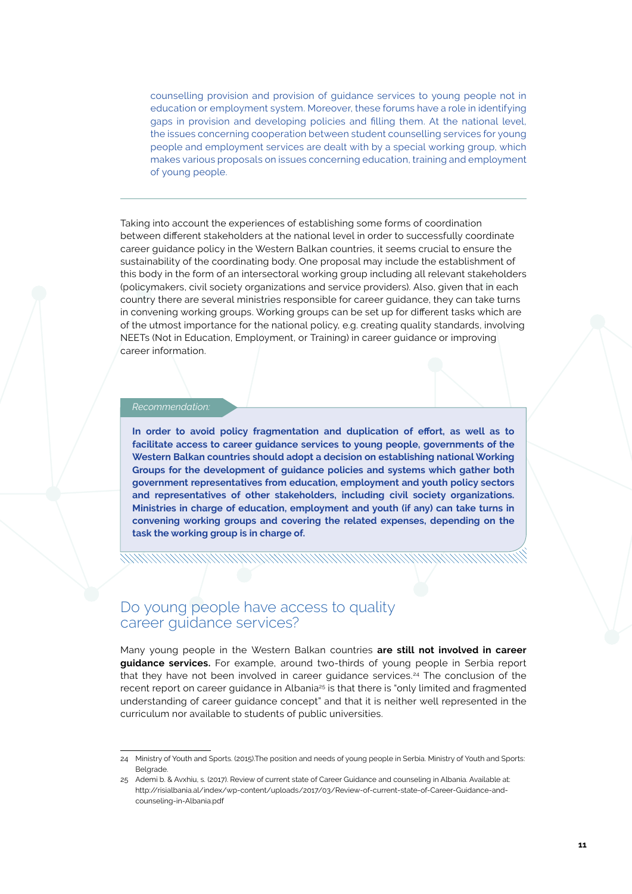counselling provision and provision of guidance services to young people not in education or employment system. Moreover, these forums have a role in identifying gaps in provision and developing policies and filling them. At the national level, the issues concerning cooperation between student counselling services for young people and employment services are dealt with by a special working group, which makes various proposals on issues concerning education, training and employment of young people.

---

Taking into account the experiences of establishing some forms of coordination between different stakeholders at the national level in order to successfully coordinate career guidance policy in the Western Balkan countries, it seems crucial to ensure the sustainability of the coordinating body. One proposal may include the establishment of this body in the form of an intersectoral working group including all relevant stakeholders (policymakers, civil society organizations and service providers). Also, given that in each country there are several ministries responsible for career guidance, they can take turns in convening working groups. Working groups can be set up for different tasks which are of the utmost importance for the national policy, e.g. creating quality standards, involving NEETs (Not in Education, Employment, or Training) in career guidance or improving career information.

*Recommendation:*

**In order to avoid policy fragmentation and duplication of effort, as well as to facilitate access to career guidance services to young people, governments of the Western Balkan countries should adopt a decision on establishing national Working Groups for the development of guidance policies and systems which gather both government representatives from education, employment and youth policy sectors and representatives of other stakeholders, including civil society organizations. Ministries in charge of education, employment and youth (if any) can take turns in convening working groups and covering the related expenses, depending on the task the working group is in charge of.**

## Do young people have access to quality career guidance services?

Many young people in the Western Balkan countries **are still not involved in career guidance services.** For example, around two-thirds of young people in Serbia report that they have not been involved in career guidance services.[24] The conclusion of the recent report on career guidance in Albania[25] is that there is "only limited and fragmented understanding of career guidance concept" and that it is neither well represented in the curriculum nor available to students of public universities.

---

24 Ministry of Youth and Sports. (2015).The position and needs of young people in Serbia. Ministry of Youth and Sports: Belgrade.

25 Ademi b. & Avxhiu, s. (2017). Review of current state of Career Guidance and counseling in Albania. Available at: http://risialbania.al/index/wp-content/uploads/2017/03/Review-of-current-state-of-Career-Guidance-and-counseling-in-Albania.pdf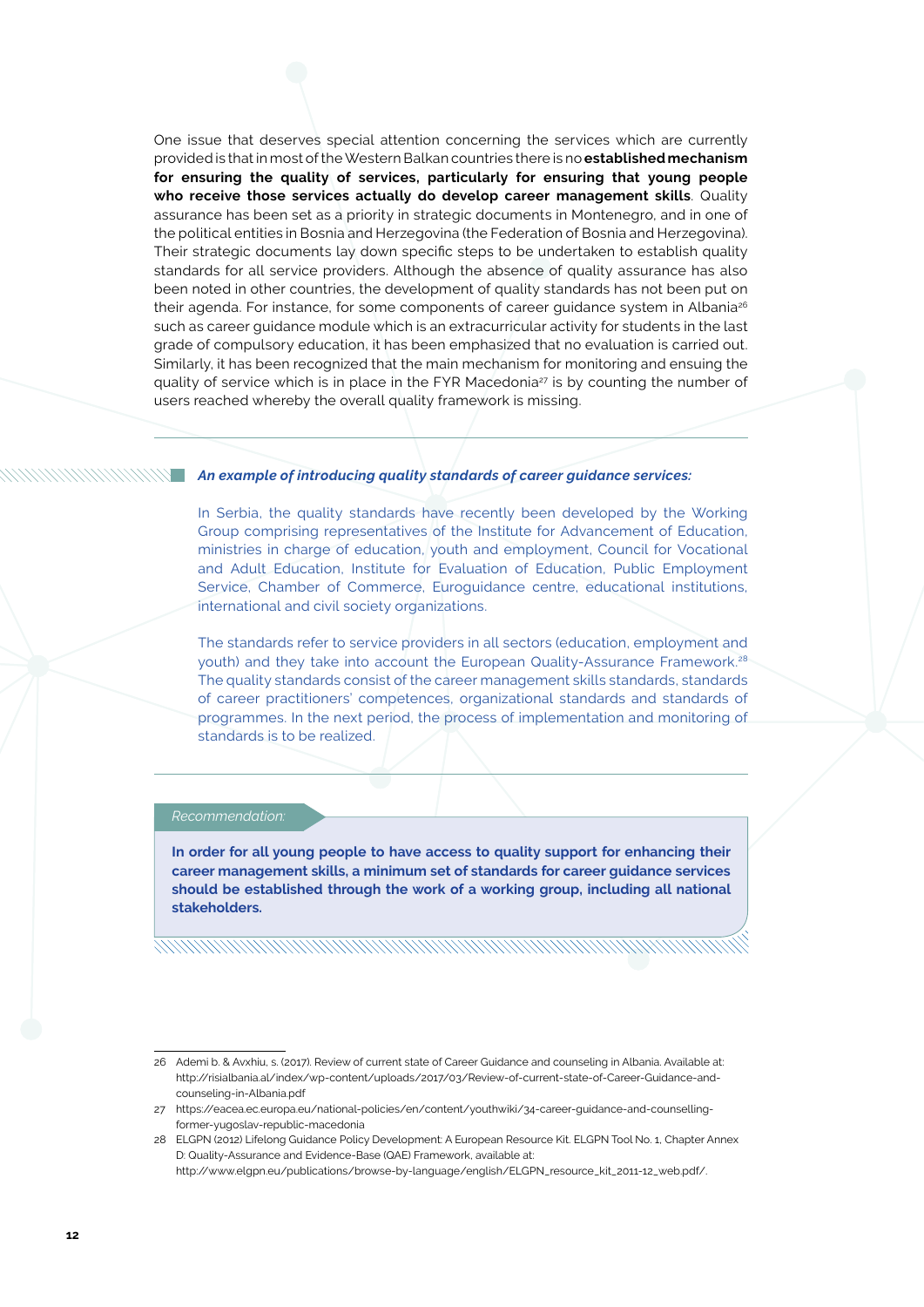One issue that deserves special attention concerning the services which are currently provided is that in most of the Western Balkan countries there is no **established mechanism for ensuring the quality of services, particularly for ensuring that young people who receive those services actually do develop career management skills**. Quality assurance has been set as a priority in strategic documents in Montenegro, and in one of the political entities in Bosnia and Herzegovina (the Federation of Bosnia and Herzegovina). Their strategic documents lay down specific steps to be undertaken to establish quality standards for all service providers. Although the absence of quality assurance has also been noted in other countries, the development of quality standards has not been put on their agenda. For instance, for some components of career guidance system in Albania[26] such as career guidance module which is an extracurricular activity for students in the last grade of compulsory education, it has been emphasized that no evaluation is carried out. Similarly, it has been recognized that the main mechanism for monitoring and ensuing the quality of service which is in place in the FYR Macedonia[27] is by counting the number of users reached whereby the overall quality framework is missing.

***An example of introducing quality standards of career guidance services:***

In Serbia, the quality standards have recently been developed by the Working Group comprising representatives of the Institute for Advancement of Education, ministries in charge of education, youth and employment, Council for Vocational and Adult Education, Institute for Evaluation of Education, Public Employment Service, Chamber of Commerce, Euroguidance centre, educational institutions, international and civil society organizations.

The standards refer to service providers in all sectors (education, employment and youth) and they take into account the European Quality-Assurance Framework.[28] The quality standards consist of the career management skills standards, standards of career practitioners' competences, organizational standards and standards of programmes. In the next period, the process of implementation and monitoring of standards is to be realized.

*Recommendation:*

**In order for all young people to have access to quality support for enhancing their career management skills, a minimum set of standards for career guidance services should be established through the work of a working group, including all national stakeholders.**

---

26 Ademi b. & Avxhiu, s. (2017). Review of current state of Career Guidance and counseling in Albania. Available at: http://risialbania.al/index/wp-content/uploads/2017/03/Review-of-current-state-of-Career-Guidance-and-counseling-in-Albania.pdf

27 https://eacea.ec.europa.eu/national-policies/en/content/youthwiki/34-career-guidance-and-counselling-former-yugoslav-republic-macedonia

28 ELGPN (2012) Lifelong Guidance Policy Development: A European Resource Kit. ELGPN Tool No. 1, Chapter Annex D: Quality-Assurance and Evidence-Base (QAE) Framework, available at: http://www.elgpn.eu/publications/browse-by-language/english/ELGPN_resource_kit_2011-12_web.pdf/.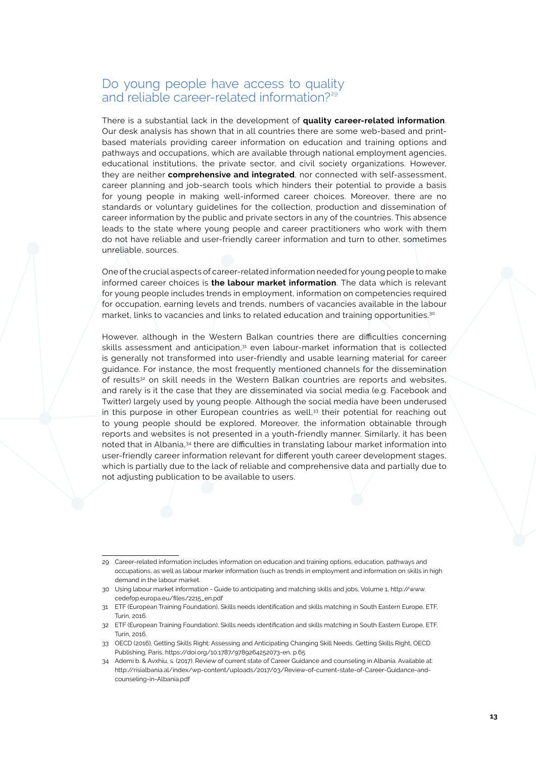## Do young people have access to quality and reliable career-related information?[29]

There is a substantial lack in the development of **quality career-related information**. Our desk analysis has shown that in all countries there are some web-based and print-based materials providing career information on education and training options and pathways and occupations, which are available through national employment agencies, educational institutions, the private sector, and civil society organizations. However, they are neither **comprehensive and integrated**, nor connected with self-assessment, career planning and job-search tools which hinders their potential to provide a basis for young people in making well-informed career choices. Moreover, there are no standards or voluntary guidelines for the collection, production and dissemination of career information by the public and private sectors in any of the countries. This absence leads to the state where young people and career practitioners who work with them do not have reliable and user-friendly career information and turn to other, sometimes unreliable, sources.

One of the crucial aspects of career-related information needed for young people to make informed career choices is **the labour market information**. The data which is relevant for young people includes trends in employment, information on competencies required for occupation, earning levels and trends, numbers of vacancies available in the labour market, links to vacancies and links to related education and training opportunities.[30]

However, although in the Western Balkan countries there are difficulties concerning skills assessment and anticipation,[31] even labour-market information that is collected is generally not transformed into user-friendly and usable learning material for career guidance. For instance, the most frequently mentioned channels for the dissemination of results[32] on skill needs in the Western Balkan countries are reports and websites, and rarely is it the case that they are disseminated via social media (e.g. Facebook and Twitter) largely used by young people. Although the social media have been underused in this purpose in other European countries as well,[33] their potential for reaching out to young people should be explored. Moreover, the information obtainable through reports and websites is not presented in a youth-friendly manner. Similarly, it has been noted that in Albania,[34] there are difficulties in translating labour market information into user-friendly career information relevant for different youth career development stages, which is partially due to the lack of reliable and comprehensive data and partially due to not adjusting publication to be available to users.

---

29 Career-related information includes information on education and training options, education, pathways and occupations, as well as labour marker information (such as trends in employment and information on skills in high demand in the labour market.

30 Using labour market information - Guide to anticipating and matching skills and jobs, Volume 1, http://www.cedefop.europa.eu/files/2215_en.pdf

31 ETF (European Training Foundation), Skills needs identification and skills matching in South Eastern Europe, ETF, Turin, 2016.

32 ETF (European Training Foundation), Skills needs identification and skills matching in South Eastern Europe, ETF, Turin, 2016.

33 OECD (2016), Getting Skills Right: Assessing and Anticipating Changing Skill Needs, Getting Skills Right, OECD Publishing, Paris, https://doi.org/10.1787/9789264252073-en, p.65

34 Ademi b. & Avxhiu, s. (2017). Review of current state of Career Guidance and counseling in Albania. Available at: http://risialbania.al/index/wp-content/uploads/2017/03/Review-of-current-state-of-Career-Guidance-and-counseling-in-Albania.pdf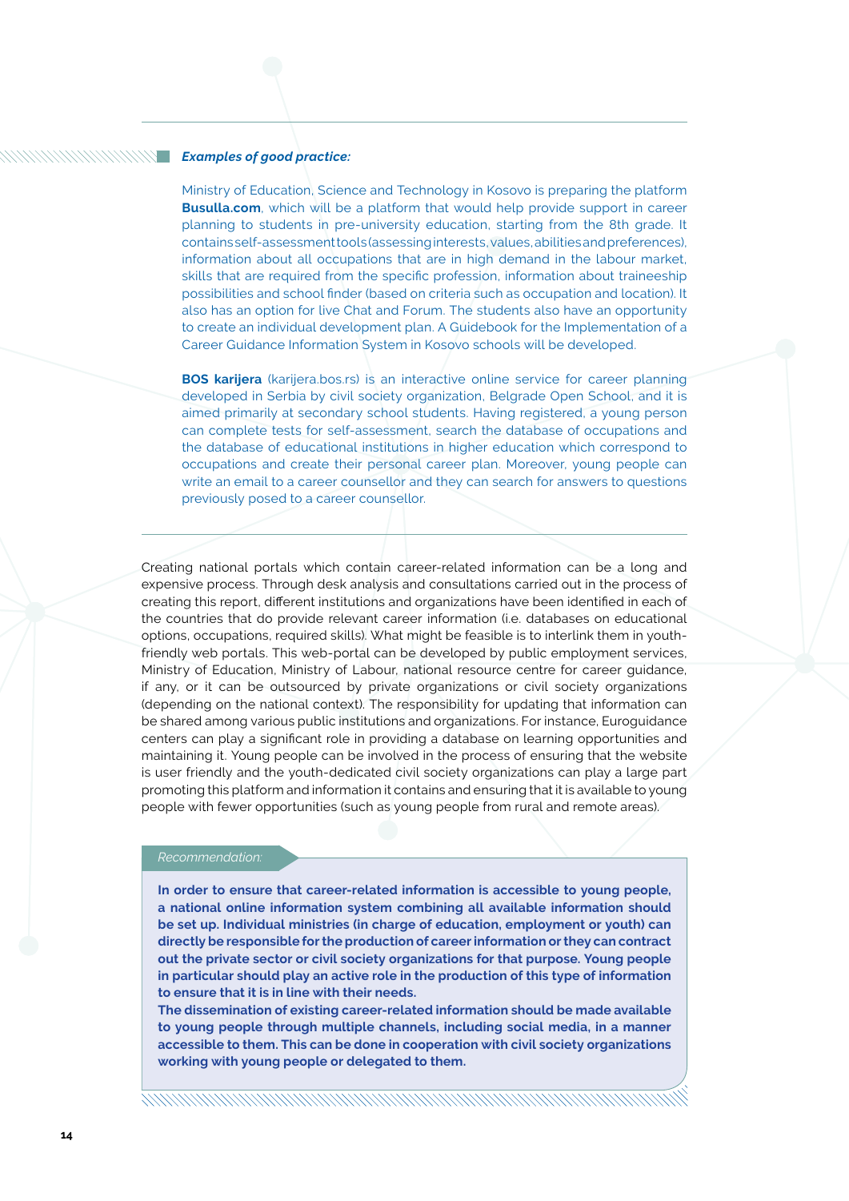***Examples of good practice:***

Ministry of Education, Science and Technology in Kosovo is preparing the platform **Busulla.com**, which will be a platform that would help provide support in career planning to students in pre-university education, starting from the 8th grade. It contains self-assessment tools (assessing interests, values, abilities and preferences), information about all occupations that are in high demand in the labour market, skills that are required from the specific profession, information about traineeship possibilities and school finder (based on criteria such as occupation and location). It also has an option for live Chat and Forum. The students also have an opportunity to create an individual development plan. A Guidebook for the Implementation of a Career Guidance Information System in Kosovo schools will be developed.

**BOS karijera** (karijera.bos.rs) is an interactive online service for career planning developed in Serbia by civil society organization, Belgrade Open School, and it is aimed primarily at secondary school students. Having registered, a young person can complete tests for self-assessment, search the database of occupations and the database of educational institutions in higher education which correspond to occupations and create their personal career plan. Moreover, young people can write an email to a career counsellor and they can search for answers to questions previously posed to a career counsellor.

Creating national portals which contain career-related information can be a long and expensive process. Through desk analysis and consultations carried out in the process of creating this report, different institutions and organizations have been identified in each of the countries that do provide relevant career information (i.e. databases on educational options, occupations, required skills). What might be feasible is to interlink them in youth-friendly web portals. This web-portal can be developed by public employment services, Ministry of Education, Ministry of Labour, national resource centre for career guidance, if any, or it can be outsourced by private organizations or civil society organizations (depending on the national context). The responsibility for updating that information can be shared among various public institutions and organizations. For instance, Euroguidance centers can play a significant role in providing a database on learning opportunities and maintaining it. Young people can be involved in the process of ensuring that the website is user friendly and the youth-dedicated civil society organizations can play a large part promoting this platform and information it contains and ensuring that it is available to young people with fewer opportunities (such as young people from rural and remote areas).

*Recommendation:*

**In order to ensure that career-related information is accessible to young people, a national online information system combining all available information should be set up. Individual ministries (in charge of education, employment or youth) can directly be responsible for the production of career information or they can contract out the private sector or civil society organizations for that purpose. Young people in particular should play an active role in the production of this type of information to ensure that it is in line with their needs.**
**The dissemination of existing career-related information should be made available to young people through multiple channels, including social media, in a manner accessible to them. This can be done in cooperation with civil society organizations working with young people or delegated to them.**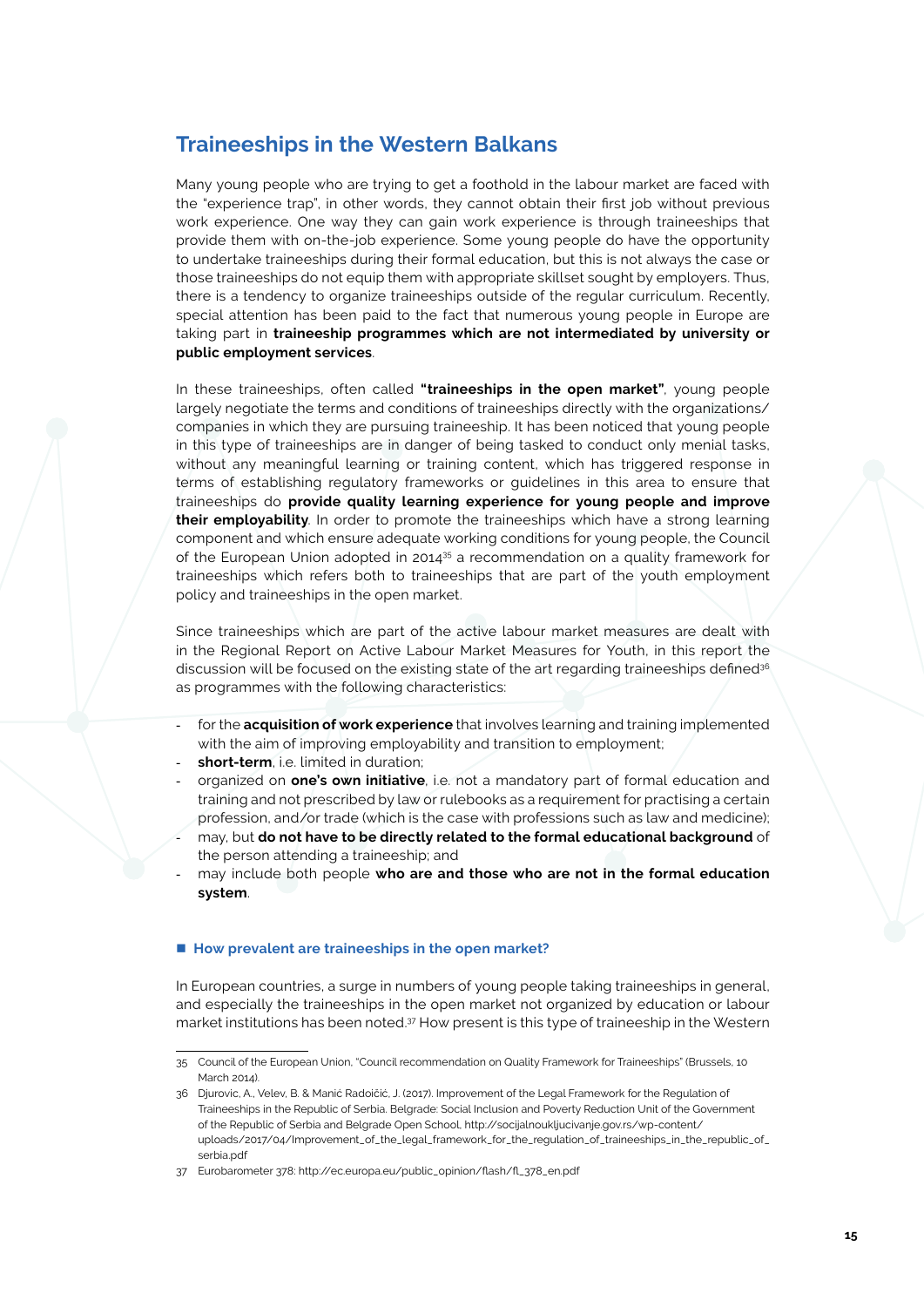## Traineeships in the Western Balkans

Many young people who are trying to get a foothold in the labour market are faced with the "experience trap", in other words, they cannot obtain their first job without previous work experience. One way they can gain work experience is through traineeships that provide them with on-the-job experience. Some young people do have the opportunity to undertake traineeships during their formal education, but this is not always the case or those traineeships do not equip them with appropriate skillset sought by employers. Thus, there is a tendency to organize traineeships outside of the regular curriculum. Recently, special attention has been paid to the fact that numerous young people in Europe are taking part in **traineeship programmes which are not intermediated by university or public employment services**.

In these traineeships, often called **"traineeships in the open market"**, young people largely negotiate the terms and conditions of traineeships directly with the organizations/ companies in which they are pursuing traineeship. It has been noticed that young people in this type of traineeships are in danger of being tasked to conduct only menial tasks, without any meaningful learning or training content, which has triggered response in terms of establishing regulatory frameworks or guidelines in this area to ensure that traineeships do **provide quality learning experience for young people and improve their employability**. In order to promote the traineeships which have a strong learning component and which ensure adequate working conditions for young people, the Council of the European Union adopted in 2014[35] a recommendation on a quality framework for traineeships which refers both to traineeships that are part of the youth employment policy and traineeships in the open market.

Since traineeships which are part of the active labour market measures are dealt with in the Regional Report on Active Labour Market Measures for Youth, in this report the discussion will be focused on the existing state of the art regarding traineeships defined[36] as programmes with the following characteristics:

- for the **acquisition of work experience** that involves learning and training implemented with the aim of improving employability and transition to employment;
- **short-term**, i.e. limited in duration;
- organized on **one's own initiative**, i.e. not a mandatory part of formal education and training and not prescribed by law or rulebooks as a requirement for practising a certain profession, and/or trade (which is the case with professions such as law and medicine);
- may, but **do not have to be directly related to the formal educational background** of the person attending a traineeship; and
- may include both people **who are and those who are not in the formal education system**.

### How prevalent are traineeships in the open market?

In European countries, a surge in numbers of young people taking traineeships in general, and especially the traineeships in the open market not organized by education or labour market institutions has been noted.[37] How present is this type of traineeship in the Western

---

35 Council of the European Union, "Council recommendation on Quality Framework for Traineeships" (Brussels, 10 March 2014).

36 Djurovic, A., Velev, B. & Manić Radoičić, J. (2017). Improvement of the Legal Framework for the Regulation of Traineeships in the Republic of Serbia. Belgrade: Social Inclusion and Poverty Reduction Unit of the Government of the Republic of Serbia and Belgrade Open School, http://socijalnoukljucivanje.gov.rs/wp-content/uploads/2017/04/Improvement_of_the_legal_framework_for_the_regulation_of_traineeships_in_the_republic_of_serbia.pdf

37 Eurobarometer 378: http://ec.europa.eu/public_opinion/flash/fl_378_en.pdf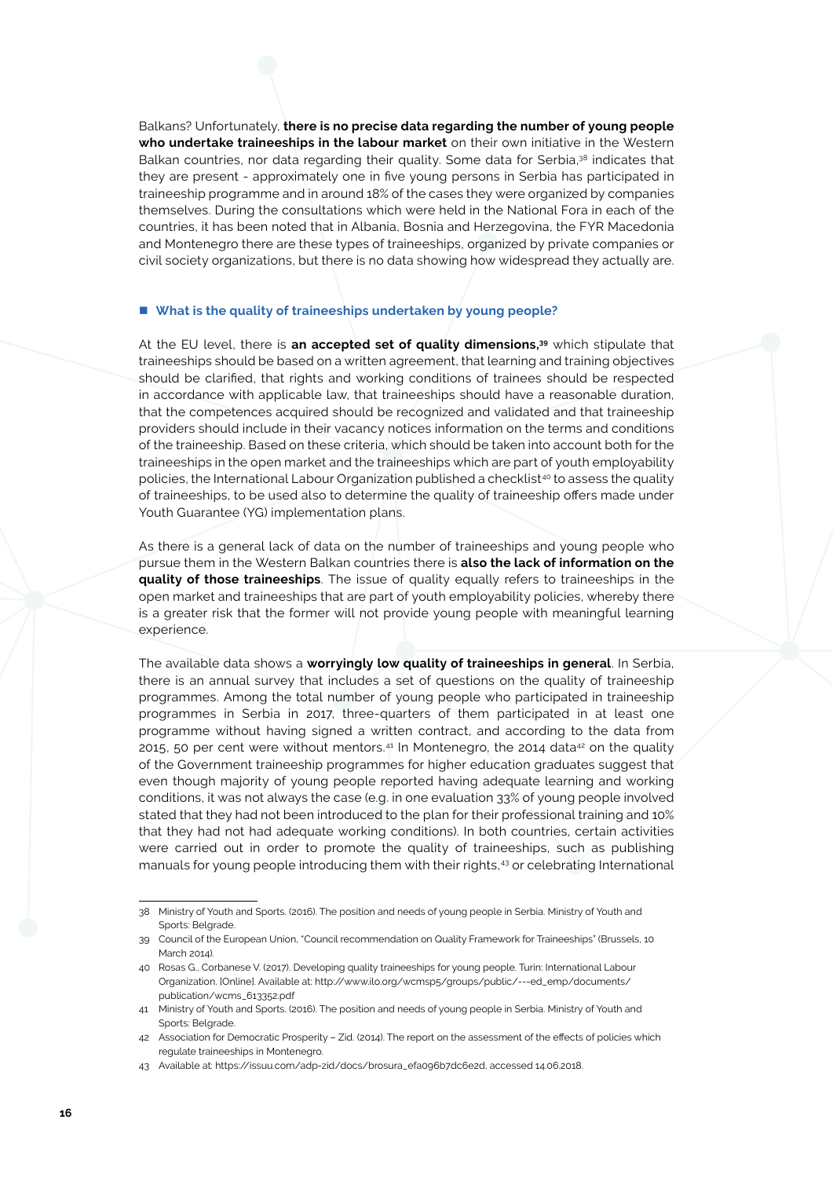Balkans? Unfortunately, **there is no precise data regarding the number of young people who undertake traineeships in the labour market** on their own initiative in the Western Balkan countries, nor data regarding their quality. Some data for Serbia,[38] indicates that they are present - approximately one in five young persons in Serbia has participated in traineeship programme and in around 18% of the cases they were organized by companies themselves. During the consultations which were held in the National Fora in each of the countries, it has been noted that in Albania, Bosnia and Herzegovina, the FYR Macedonia and Montenegro there are these types of traineeships, organized by private companies or civil society organizations, but there is no data showing how widespread they actually are.

### What is the quality of traineeships undertaken by young people?

At the EU level, there is **an accepted set of quality dimensions,[39]** which stipulate that traineeships should be based on a written agreement, that learning and training objectives should be clarified, that rights and working conditions of trainees should be respected in accordance with applicable law, that traineeships should have a reasonable duration, that the competences acquired should be recognized and validated and that traineeship providers should include in their vacancy notices information on the terms and conditions of the traineeship. Based on these criteria, which should be taken into account both for the traineeships in the open market and the traineeships which are part of youth employability policies, the International Labour Organization published a checklist[40] to assess the quality of traineeships, to be used also to determine the quality of traineeship offers made under Youth Guarantee (YG) implementation plans.

As there is a general lack of data on the number of traineeships and young people who pursue them in the Western Balkan countries there is **also the lack of information on the quality of those traineeships**. The issue of quality equally refers to traineeships in the open market and traineeships that are part of youth employability policies, whereby there is a greater risk that the former will not provide young people with meaningful learning experience.

The available data shows a **worryingly low quality of traineeships in general**. In Serbia, there is an annual survey that includes a set of questions on the quality of traineeship programmes. Among the total number of young people who participated in traineeship programmes in Serbia in 2017, three-quarters of them participated in at least one programme without having signed a written contract, and according to the data from 2015, 50 per cent were without mentors.[41] In Montenegro, the 2014 data[42] on the quality of the Government traineeship programmes for higher education graduates suggest that even though majority of young people reported having adequate learning and working conditions, it was not always the case (e.g. in one evaluation 33% of young people involved stated that they had not been introduced to the plan for their professional training and 10% that they had not had adequate working conditions). In both countries, certain activities were carried out in order to promote the quality of traineeships, such as publishing manuals for young people introducing them with their rights,[43] or celebrating International

---

38 Ministry of Youth and Sports. (2016). The position and needs of young people in Serbia. Ministry of Youth and Sports: Belgrade.

39 Council of the European Union, "Council recommendation on Quality Framework for Traineeships" (Brussels, 10 March 2014).

40 Rosas G., Corbanese V. (2017). Developing quality traineeships for young people. Turin: International Labour Organization. [Online]. Available at: http://www.ilo.org/wcmsp5/groups/public/---ed_emp/documents/publication/wcms_613352.pdf

41 Ministry of Youth and Sports. (2016). The position and needs of young people in Serbia. Ministry of Youth and Sports: Belgrade.

42 Association for Democratic Prosperity – Zid. (2014). The report on the assessment of the effects of policies which regulate traineeships in Montenegro.

43 Available at: https://issuu.com/adp-zid/docs/brosura_efa096b7dc6e2d, accessed 14.06.2018.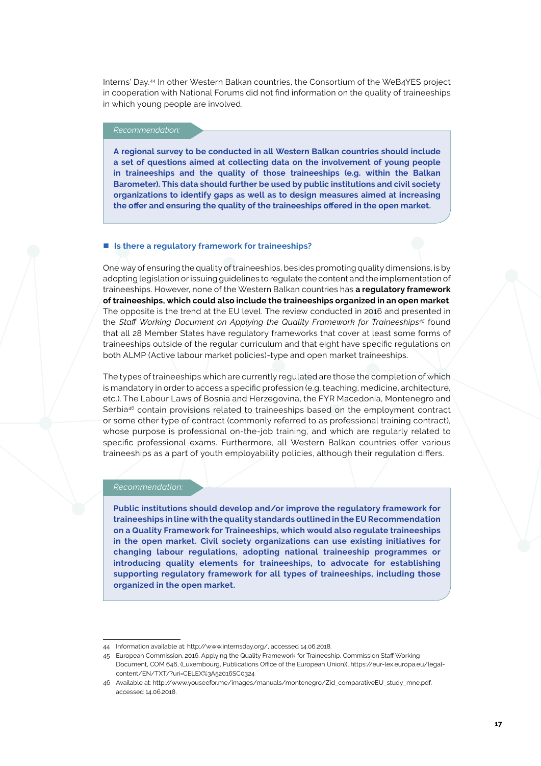Interns' Day.[44] In other Western Balkan countries, the Consortium of the WeB4YES project in cooperation with National Forums did not find information on the quality of traineeships in which young people are involved.

*Recommendation:*

**A regional survey to be conducted in all Western Balkan countries should include a set of questions aimed at collecting data on the involvement of young people in traineeships and the quality of those traineeships (e.g. within the Balkan Barometer). This data should further be used by public institutions and civil society organizations to identify gaps as well as to design measures aimed at increasing the offer and ensuring the quality of the traineeships offered in the open market.**

### Is there a regulatory framework for traineeships?

One way of ensuring the quality of traineeships, besides promoting quality dimensions, is by adopting legislation or issuing guidelines to regulate the content and the implementation of traineeships. However, none of the Western Balkan countries has **a regulatory framework of traineeships, which could also include the traineeships organized in an open market**. The opposite is the trend at the EU level. The review conducted in 2016 and presented in the *Staff Working Document on Applying the Quality Framework for Traineeships*[45] found that all 28 Member States have regulatory frameworks that cover at least some forms of traineeships outside of the regular curriculum and that eight have specific regulations on both ALMP (Active labour market policies)-type and open market traineeships.

The types of traineeships which are currently regulated are those the completion of which is mandatory in order to access a specific profession (e.g. teaching, medicine, architecture, etc.). The Labour Laws of Bosnia and Herzegovina, the FYR Macedonia, Montenegro and Serbia[46] contain provisions related to traineeships based on the employment contract or some other type of contract (commonly referred to as professional training contract), whose purpose is professional on-the-job training, and which are regularly related to specific professional exams. Furthermore, all Western Balkan countries offer various traineeships as a part of youth employability policies, although their regulation differs.

*Recommendation:*

**Public institutions should develop and/or improve the regulatory framework for traineeships in line with the quality standards outlined in the EU Recommendation on a Quality Framework for Traineeships, which would also regulate traineeships in the open market. Civil society organizations can use existing initiatives for changing labour regulations, adopting national traineeship programmes or introducing quality elements for traineeships, to advocate for establishing supporting regulatory framework for all types of traineeships, including those organized in the open market.**

---

44 Information available at: http://www.internsday.org/, accessed 14.06.2018.

45 European Commission. 2016. Applying the Quality Framework for Traineeship, Commission Staff Working Document, COM 646, (Luxembourg, Publications Office of the European Union)), https://eur-lex.europa.eu/legal-content/EN/TXT/?uri=CELEX%3A52016SC0324

46 Available at: http://www.youseefor.me/images/manuals/montenegro/Zid_comparativeEU_study_mne.pdf, accessed 14.06.2018.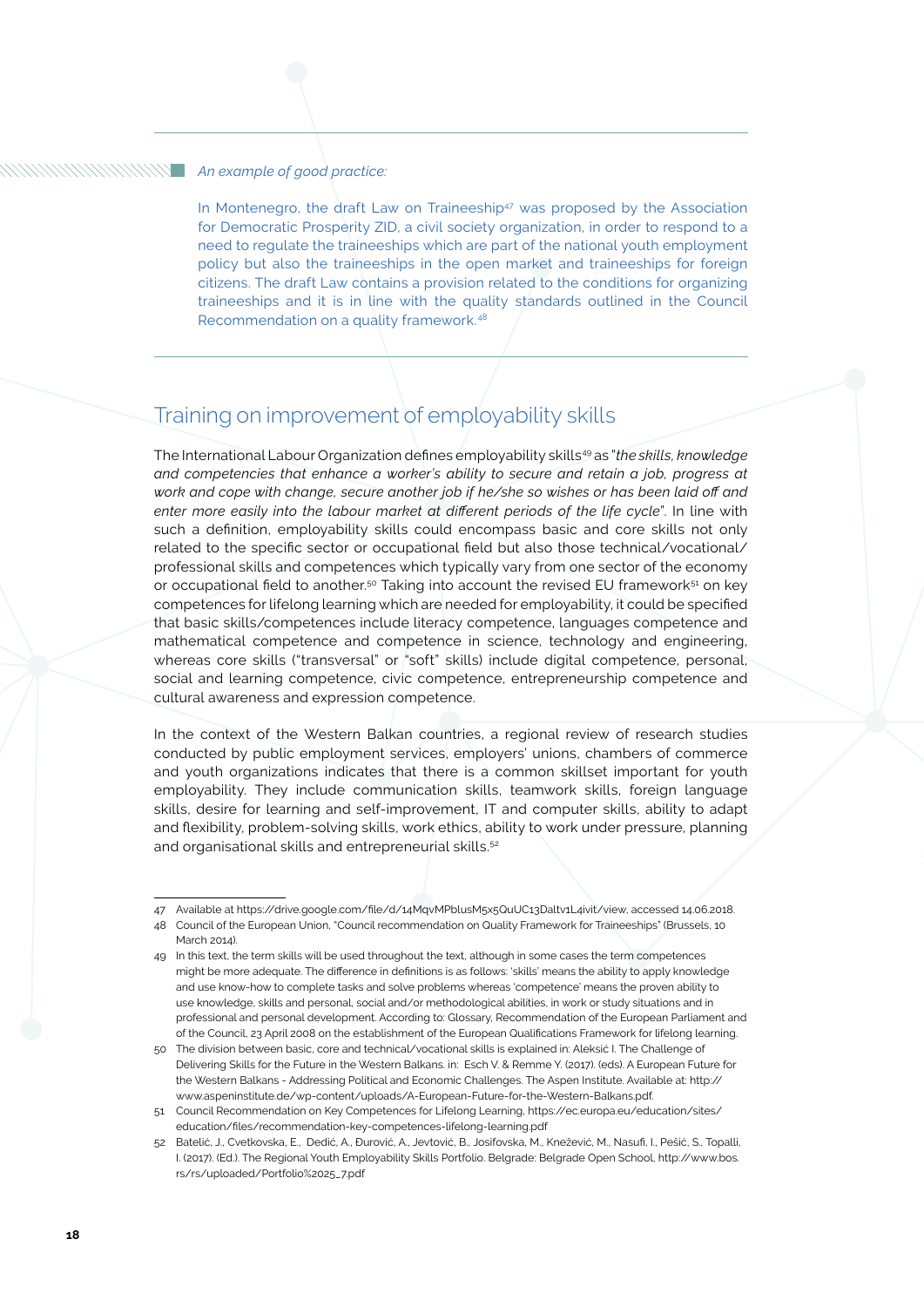*An example of good practice:*

In Montenegro, the draft Law on Traineeship[47] was proposed by the Association for Democratic Prosperity ZID, a civil society organization, in order to respond to a need to regulate the traineeships which are part of the national youth employment policy but also the traineeships in the open market and traineeships for foreign citizens. The draft Law contains a provision related to the conditions for organizing traineeships and it is in line with the quality standards outlined in the Council Recommendation on a quality framework.[48]

## Training on improvement of employability skills

The International Labour Organization defines employability skills[49] as "*the skills, knowledge and competencies that enhance a worker's ability to secure and retain a job, progress at work and cope with change, secure another job if he/she so wishes or has been laid off and enter more easily into the labour market at different periods of the life cycle*". In line with such a definition, employability skills could encompass basic and core skills not only related to the specific sector or occupational field but also those technical/vocational/professional skills and competences which typically vary from one sector of the economy or occupational field to another.[50] Taking into account the revised EU framework[51] on key competences for lifelong learning which are needed for employability, it could be specified that basic skills/competences include literacy competence, languages competence and mathematical competence and competence in science, technology and engineering, whereas core skills ("transversal" or "soft" skills) include digital competence, personal, social and learning competence, civic competence, entrepreneurship competence and cultural awareness and expression competence.

In the context of the Western Balkan countries, a regional review of research studies conducted by public employment services, employers' unions, chambers of commerce and youth organizations indicates that there is a common skillset important for youth employability. They include communication skills, teamwork skills, foreign language skills, desire for learning and self-improvement, IT and computer skills, ability to adapt and flexibility, problem-solving skills, work ethics, ability to work under pressure, planning and organisational skills and entrepreneurial skills.[52]

---

47 Available at https://drive.google.com/file/d/14MqvMPblusM5x5QuUC13Daltv1L4ivit/view, accessed 14.06.2018.

48 Council of the European Union, "Council recommendation on Quality Framework for Traineeships" (Brussels, 10 March 2014).

49 In this text, the term skills will be used throughout the text, although in some cases the term competences might be more adequate. The difference in definitions is as follows: 'skills' means the ability to apply knowledge and use know-how to complete tasks and solve problems whereas 'competence' means the proven ability to use knowledge, skills and personal, social and/or methodological abilities, in work or study situations and in professional and personal development. According to: Glossary, Recommendation of the European Parliament and of the Council, 23 April 2008 on the establishment of the European Qualifications Framework for lifelong learning.

50 The division between basic, core and technical/vocational skills is explained in: Aleksić I. The Challenge of Delivering Skills for the Future in the Western Balkans. in: Esch V. & Remme Y. (2017). (eds). A European Future for the Western Balkans - Addressing Political and Economic Challenges. The Aspen Institute. Available at: http://www.aspeninstitute.de/wp-content/uploads/A-European-Future-for-the-Western-Balkans.pdf.

51 Council Recommendation on Key Competences for Lifelong Learning, https://ec.europa.eu/education/sites/education/files/recommendation-key-competences-lifelong-learning.pdf

52 Batelić, J., Cvetkovska, E., Dedić, A., Đurović, A., Jevtović, B., Josifovska, M., Knežević, M., Nasufi, I., Pešić, S., Topalli, I. (2017). (Ed.). The Regional Youth Employability Skills Portfolio. Belgrade: Belgrade Open School, http://www.bos.rs/rs/uploaded/Portfolio%2025_7.pdf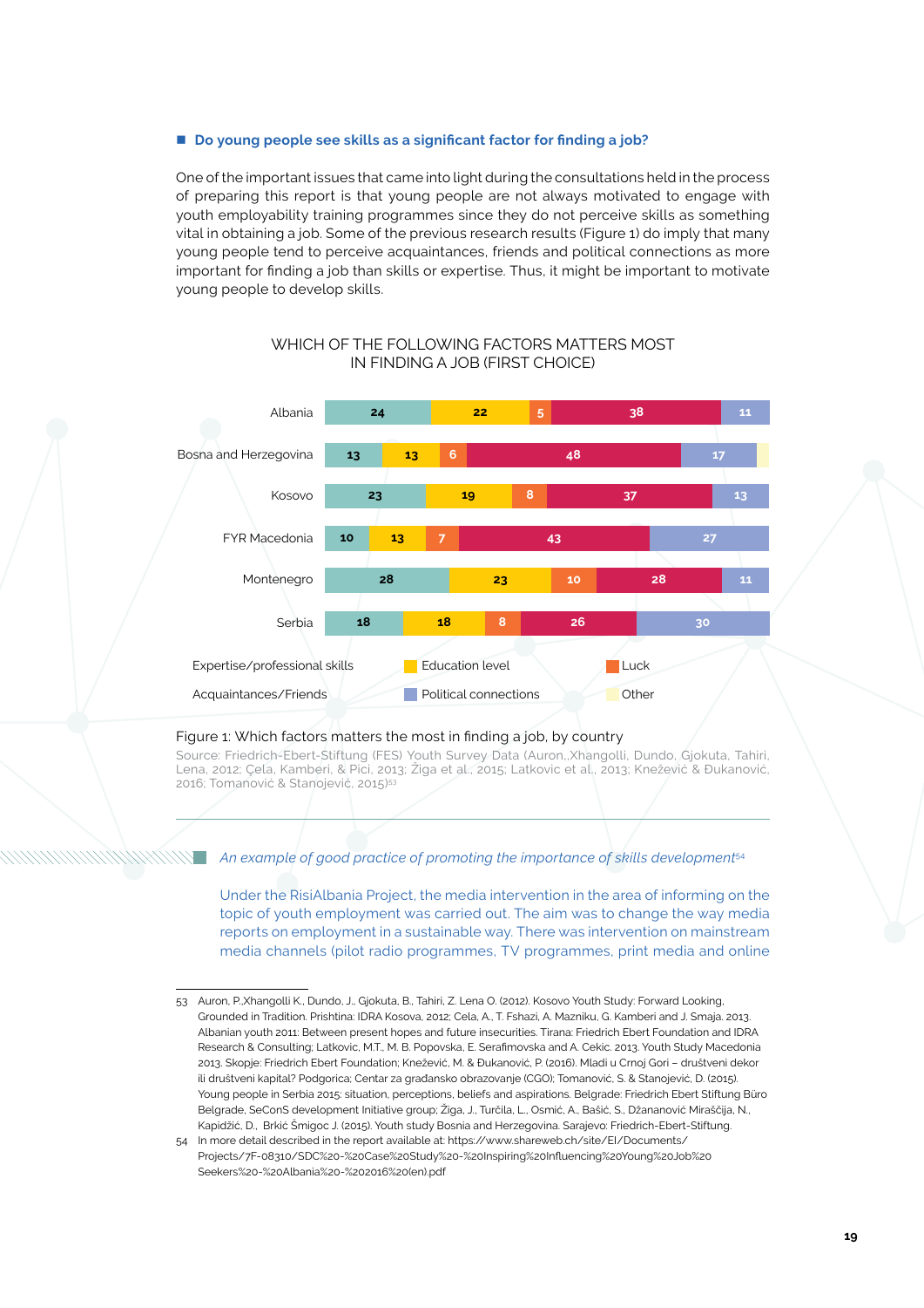## Do young people see skills as a significant factor for finding a job?

One of the important issues that came into light during the consultations held in the process of preparing this report is that young people are not always motivated to engage with youth employability training programmes since they do not perceive skills as something vital in obtaining a job. Some of the previous research results (Figure 1) do imply that many young people tend to perceive acquaintances, friends and political connections as more important for finding a job than skills or expertise. Thus, it might be important to motivate young people to develop skills.

WHICH OF THE FOLLOWING FACTORS MATTERS MOST IN FINDING A JOB (FIRST CHOICE)

| Country | Expertise/professional skills | Education level | Luck | Acquaintances/Friends | Political connections | Other |
|---|---|---|---|---|---|---|
| Albania | 24 | 22 | 5 | 38 | 11 | |
| Bosna and Herzegovina | 13 | 13 | 6 | 48 | 17 | |
| Kosovo | 23 | 19 | 8 | 37 | 13 | |
| FYR Macedonia | 10 | 13 | 7 | 43 | 27 | |
| Montenegro | 28 | 23 | 10 | 28 | 11 | |
| Serbia | 18 | 18 | 8 | 26 | 30 | |

Figure 1: Which factors matters the most in finding a job, by country

Source: Friedrich-Ebert-Stiftung (FES) Youth Survey Data (Auron,,Xhangolli, Dundo, Gjokuta, Tahiri, Lena, 2012; Çela, Kamberi, & Pici, 2013; Žiga et al., 2015; Latkovic et al., 2013; Knežević & Đukanović, 2016; Tomanović & Stanojević, 2015)[53]

---

*An example of good practice of promoting the importance of skills development*[54]

Under the RisiAlbania Project, the media intervention in the area of informing on the topic of youth employment was carried out. The aim was to change the way media reports on employment in a sustainable way. There was intervention on mainstream media channels (pilot radio programmes, TV programmes, print media and online

---

53 Auron, P.,Xhangolli K., Dundo, J., Gjokuta, B., Tahiri, Z. Lena O. (2012). Kosovo Youth Study: Forward Looking, Grounded in Tradition. Prishtina: IDRA Kosova, 2012; Cela, A., T. Fshazi, A. Mazniku, G. Kamberi and J. Smaja. 2013. Albanian youth 2011: Between present hopes and future insecurities. Tirana: Friedrich Ebert Foundation and IDRA Research & Consulting; Latkovic, M.T., M. B. Popovska, E. Serafimovska and A. Cekic. 2013. Youth Study Macedonia 2013. Skopje: Friedrich Ebert Foundation; Knežević, M. & Đukanović, P. (2016). Mladi u Crnoj Gori – društveni dekor ili društveni kapital? Podgorica; Centar za građansko obrazovanje (CGO); Tomanović, S. & Stanojević, D. (2015). Young people in Serbia 2015: situation, perceptions, beliefs and aspirations. Belgrade: Friedrich Ebert Stiftung Büro Belgrade, SeConS development Initiative group; Žiga, J., Turčila, L., Osmić, A., Bašić, S., Džananović Miraščija, N., Kapidžić, D., Brkić Šmigoc J. (2015). Youth study Bosnia and Herzegovina. Sarajevo: Friedrich-Ebert-Stiftung.

54 In more detail described in the report available at: https://www.shareweb.ch/site/EI/Documents/Projects/7F-08310/SDC%20-%20Case%20Study%20-%20Inspiring%20Influencing%20Young%20Job%20Seekers%20-%20Albania%20-%202016%20(en).pdf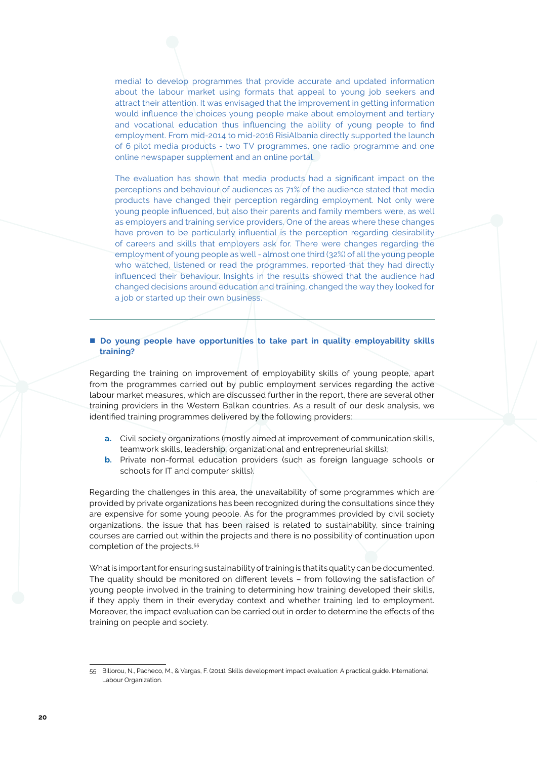media) to develop programmes that provide accurate and updated information about the labour market using formats that appeal to young job seekers and attract their attention. It was envisaged that the improvement in getting information would influence the choices young people make about employment and tertiary and vocational education thus influencing the ability of young people to find employment. From mid-2014 to mid-2016 RisiAlbania directly supported the launch of 6 pilot media products - two TV programmes, one radio programme and one online newspaper supplement and an online portal.

The evaluation has shown that media products had a significant impact on the perceptions and behaviour of audiences as 71% of the audience stated that media products have changed their perception regarding employment. Not only were young people influenced, but also their parents and family members were, as well as employers and training service providers. One of the areas where these changes have proven to be particularly influential is the perception regarding desirability of careers and skills that employers ask for. There were changes regarding the employment of young people as well - almost one third (32%) of all the young people who watched, listened or read the programmes, reported that they had directly influenced their behaviour. Insights in the results showed that the audience had changed decisions around education and training, changed the way they looked for a job or started up their own business.

---

- **Do young people have opportunities to take part in quality employability skills training?**

Regarding the training on improvement of employability skills of young people, apart from the programmes carried out by public employment services regarding the active labour market measures, which are discussed further in the report, there are several other training providers in the Western Balkan countries. As a result of our desk analysis, we identified training programmes delivered by the following providers:

a. Civil society organizations (mostly aimed at improvement of communication skills, teamwork skills, leadership, organizational and entrepreneurial skills);
b. Private non-formal education providers (such as foreign language schools or schools for IT and computer skills).

Regarding the challenges in this area, the unavailability of some programmes which are provided by private organizations has been recognized during the consultations since they are expensive for some young people. As for the programmes provided by civil society organizations, the issue that has been raised is related to sustainability, since training courses are carried out within the projects and there is no possibility of continuation upon completion of the projects.[55]

What is important for ensuring sustainability of training is that its quality can be documented. The quality should be monitored on different levels – from following the satisfaction of young people involved in the training to determining how training developed their skills, if they apply them in their everyday context and whether training led to employment. Moreover, the impact evaluation can be carried out in order to determine the effects of the training on people and society.

---

55 Billorou, N., Pacheco, M., & Vargas, F. (2011). Skills development impact evaluation: A practical guide. International Labour Organization.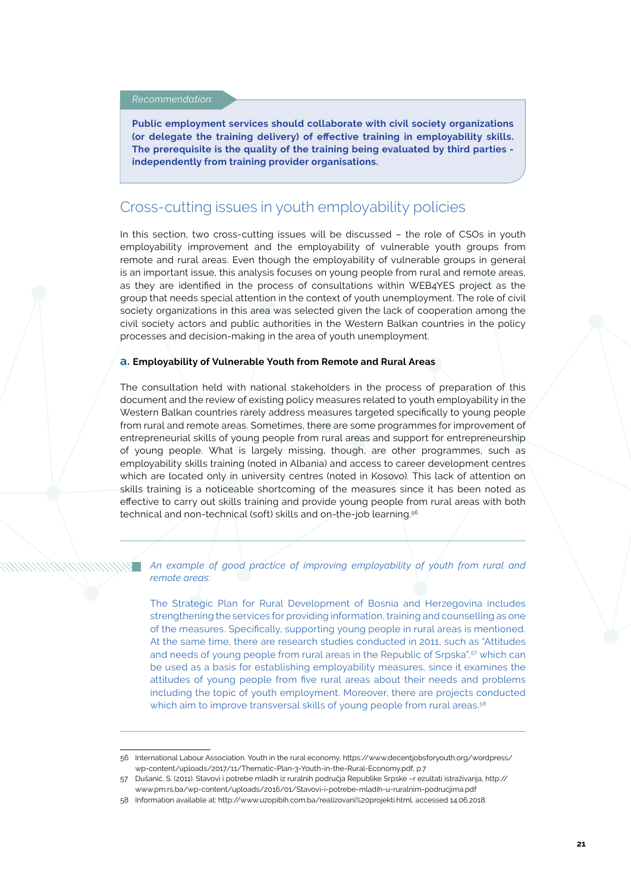*Recommendation:*

**Public employment services should collaborate with civil society organizations (or delegate the training delivery) of effective training in employability skills. The prerequisite is the quality of the training being evaluated by third parties - independently from training provider organisations.**

## Cross-cutting issues in youth employability policies

In this section, two cross-cutting issues will be discussed – the role of CSOs in youth employability improvement and the employability of vulnerable youth groups from remote and rural areas. Even though the employability of vulnerable groups in general is an important issue, this analysis focuses on young people from rural and remote areas, as they are identified in the process of consultations within WEB4YES project as the group that needs special attention in the context of youth unemployment. The role of civil society organizations in this area was selected given the lack of cooperation among the civil society actors and public authorities in the Western Balkan countries in the policy processes and decision-making in the area of youth unemployment.

### a. Employability of Vulnerable Youth from Remote and Rural Areas

The consultation held with national stakeholders in the process of preparation of this document and the review of existing policy measures related to youth employability in the Western Balkan countries rarely address measures targeted specifically to young people from rural and remote areas. Sometimes, there are some programmes for improvement of entrepreneurial skills of young people from rural areas and support for entrepreneurship of young people. What is largely missing, though, are other programmes, such as employability skills training (noted in Albania) and access to career development centres which are located only in university centres (noted in Kosovo). This lack of attention on skills training is a noticeable shortcoming of the measures since it has been noted as effective to carry out skills training and provide young people from rural areas with both technical and non-technical (soft) skills and on-the-job learning.[56]

---

*An example of good practice of improving employability of youth from rural and remote areas:*

The Strategic Plan for Rural Development of Bosnia and Herzegovina includes strengthening the services for providing information, training and counselling as one of the measures. Specifically, supporting young people in rural areas is mentioned. At the same time, there are research studies conducted in 2011, such as "Attitudes and needs of young people from rural areas in the Republic of Srpska",[57] which can be used as a basis for establishing employability measures, since it examines the attitudes of young people from five rural areas about their needs and problems including the topic of youth employment. Moreover, there are projects conducted which aim to improve transversal skills of young people from rural areas.[58]

---

56 International Labour Association. Youth in the rural economy, https://www.decentjobsforyouth.org/wordpress/wp-content/uploads/2017/11/Thematic-Plan-3-Youth-in-the-Rural-Economy.pdf, p.7

57 Dušanić, S. (2011). Stavovi i potrebe mladih iz ruralnih područja Republike Srpske –r ezultati istraživanja, http://www.pm.rs.ba/wp-content/uploads/2016/01/Stavovi-i-potrebe-mladih-u-ruralnim-podrucjima.pdf

58 Information available at: http://www.uzopibih.com.ba/realizovani%20projekti.html, accessed 14.06.2018.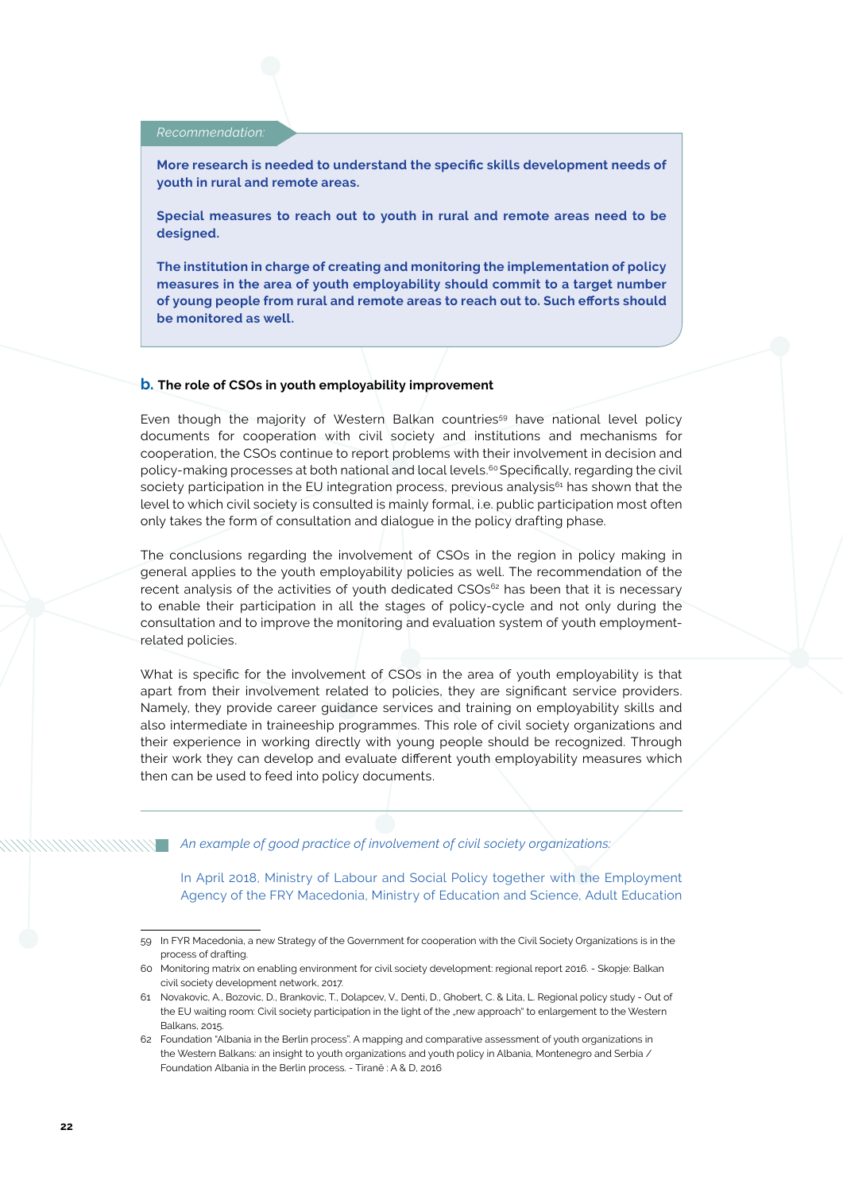*Recommendation:*

**More research is needed to understand the specific skills development needs of youth in rural and remote areas.**

**Special measures to reach out to youth in rural and remote areas need to be designed.**

**The institution in charge of creating and monitoring the implementation of policy measures in the area of youth employability should commit to a target number of young people from rural and remote areas to reach out to. Such efforts should be monitored as well.**

### b. The role of CSOs in youth employability improvement

Even though the majority of Western Balkan countries[59] have national level policy documents for cooperation with civil society and institutions and mechanisms for cooperation, the CSOs continue to report problems with their involvement in decision and policy-making processes at both national and local levels.[60] Specifically, regarding the civil society participation in the EU integration process, previous analysis[61] has shown that the level to which civil society is consulted is mainly formal, i.e. public participation most often only takes the form of consultation and dialogue in the policy drafting phase.

The conclusions regarding the involvement of CSOs in the region in policy making in general applies to the youth employability policies as well. The recommendation of the recent analysis of the activities of youth dedicated CSOs[62] has been that it is necessary to enable their participation in all the stages of policy-cycle and not only during the consultation and to improve the monitoring and evaluation system of youth employment-related policies.

What is specific for the involvement of CSOs in the area of youth employability is that apart from their involvement related to policies, they are significant service providers. Namely, they provide career guidance services and training on employability skills and also intermediate in traineeship programmes. This role of civil society organizations and their experience in working directly with young people should be recognized. Through their work they can develop and evaluate different youth employability measures which then can be used to feed into policy documents.

*An example of good practice of involvement of civil society organizations:*

In April 2018, Ministry of Labour and Social Policy together with the Employment Agency of the FRY Macedonia, Ministry of Education and Science, Adult Education

---

59 In FYR Macedonia, a new Strategy of the Government for cooperation with the Civil Society Organizations is in the process of drafting.

60 Monitoring matrix on enabling environment for civil society development: regional report 2016. - Skopje: Balkan civil society development network, 2017.

61 Novakovic, A., Bozovic, D., Brankovic, T., Dolapcev, V., Denti, D., Ghobert, C. & Lita, L. Regional policy study - Out of the EU waiting room: Civil society participation in the light of the „new approach" to enlargement to the Western Balkans, 2015.

62 Foundation "Albania in the Berlin process". A mapping and comparative assessment of youth organizations in the Western Balkans: an insight to youth organizations and youth policy in Albania, Montenegro and Serbia / Foundation Albania in the Berlin process. - Tiranë : A & D, 2016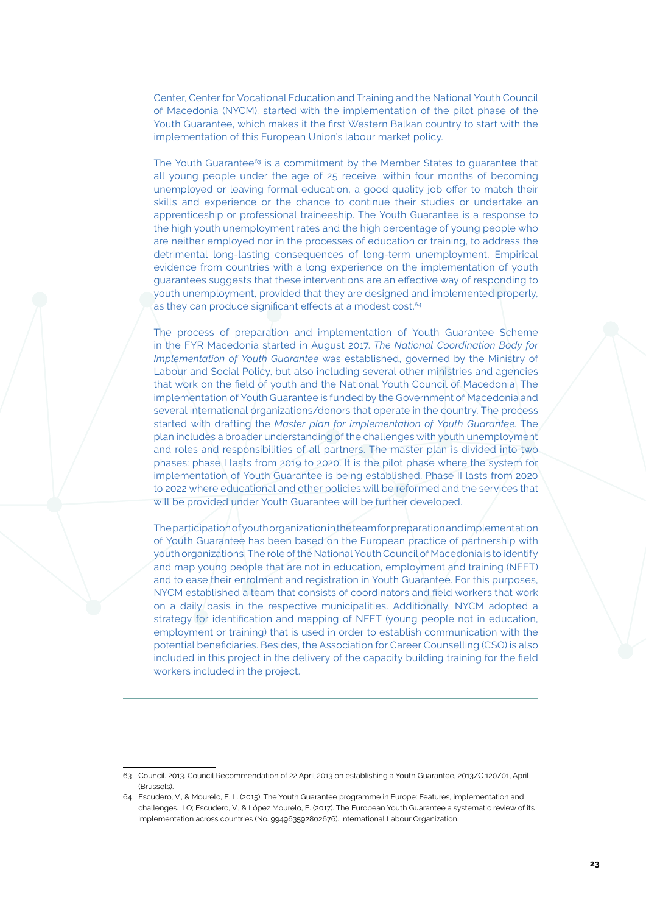Center, Center for Vocational Education and Training and the National Youth Council of Macedonia (NYCM), started with the implementation of the pilot phase of the Youth Guarantee, which makes it the first Western Balkan country to start with the implementation of this European Union's labour market policy.

The Youth Guarantee[63] is a commitment by the Member States to guarantee that all young people under the age of 25 receive, within four months of becoming unemployed or leaving formal education, a good quality job offer to match their skills and experience or the chance to continue their studies or undertake an apprenticeship or professional traineeship. The Youth Guarantee is a response to the high youth unemployment rates and the high percentage of young people who are neither employed nor in the processes of education or training, to address the detrimental long-lasting consequences of long-term unemployment. Empirical evidence from countries with a long experience on the implementation of youth guarantees suggests that these interventions are an effective way of responding to youth unemployment, provided that they are designed and implemented properly, as they can produce significant effects at a modest cost.[64]

The process of preparation and implementation of Youth Guarantee Scheme in the FYR Macedonia started in August 2017. *The National Coordination Body for Implementation of Youth Guarantee* was established, governed by the Ministry of Labour and Social Policy, but also including several other ministries and agencies that work on the field of youth and the National Youth Council of Macedonia. The implementation of Youth Guarantee is funded by the Government of Macedonia and several international organizations/donors that operate in the country. The process started with drafting the *Master plan for implementation of Youth Guarantee*. The plan includes a broader understanding of the challenges with youth unemployment and roles and responsibilities of all partners. The master plan is divided into two phases: phase I lasts from 2019 to 2020. It is the pilot phase where the system for implementation of Youth Guarantee is being established. Phase II lasts from 2020 to 2022 where educational and other policies will be reformed and the services that will be provided under Youth Guarantee will be further developed.

The participation of youth organization in the team for preparation and implementation of Youth Guarantee has been based on the European practice of partnership with youth organizations. The role of the National Youth Council of Macedonia is to identify and map young people that are not in education, employment and training (NEET) and to ease their enrolment and registration in Youth Guarantee. For this purposes, NYCM established a team that consists of coordinators and field workers that work on a daily basis in the respective municipalities. Additionally, NYCM adopted a strategy for identification and mapping of NEET (young people not in education, employment or training) that is used in order to establish communication with the potential beneficiaries. Besides, the Association for Career Counselling (CSO) is also included in this project in the delivery of the capacity building training for the field workers included in the project.

---

63 Council. 2013. Council Recommendation of 22 April 2013 on establishing a Youth Guarantee, 2013/C 120/01, April (Brussels).

64 Escudero, V., & Mourelo, E. L. (2015). The Youth Guarantee programme in Europe: Features, implementation and challenges. ILO; Escudero, V., & López Mourelo, E. (2017). The European Youth Guarantee a systematic review of its implementation across countries (No. 994963592802676). International Labour Organization.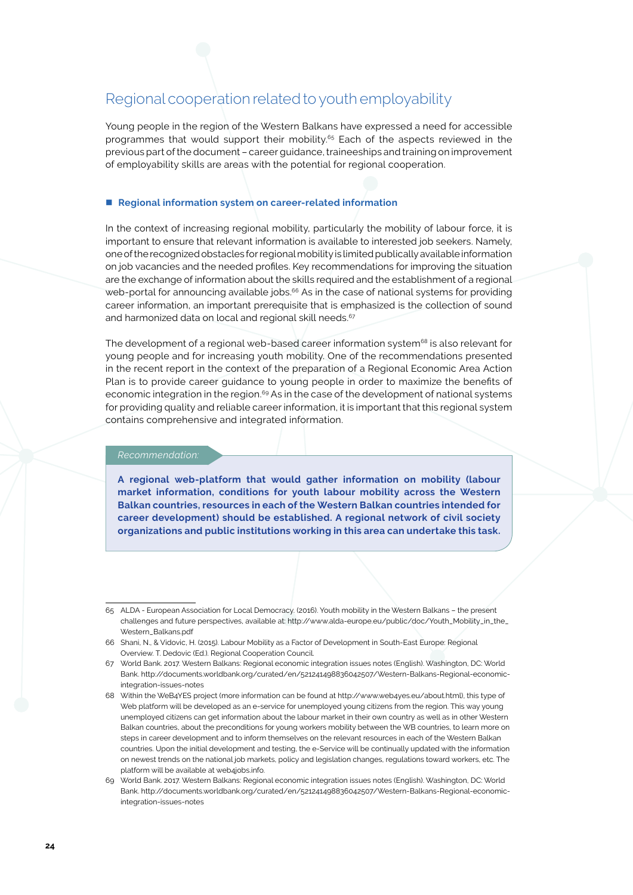## Regional cooperation related to youth employability

Young people in the region of the Western Balkans have expressed a need for accessible programmes that would support their mobility.[65] Each of the aspects reviewed in the previous part of the document – career guidance, traineeships and training on improvement of employability skills are areas with the potential for regional cooperation.

### Regional information system on career-related information

In the context of increasing regional mobility, particularly the mobility of labour force, it is important to ensure that relevant information is available to interested job seekers. Namely, one of the recognized obstacles for regional mobility is limited publically available information on job vacancies and the needed profiles. Key recommendations for improving the situation are the exchange of information about the skills required and the establishment of a regional web-portal for announcing available jobs.[66] As in the case of national systems for providing career information, an important prerequisite that is emphasized is the collection of sound and harmonized data on local and regional skill needs.[67]

The development of a regional web-based career information system[68] is also relevant for young people and for increasing youth mobility. One of the recommendations presented in the recent report in the context of the preparation of a Regional Economic Area Action Plan is to provide career guidance to young people in order to maximize the benefits of economic integration in the region.[69] As in the case of the development of national systems for providing quality and reliable career information, it is important that this regional system contains comprehensive and integrated information.

*Recommendation:*

**A regional web-platform that would gather information on mobility (labour market information, conditions for youth labour mobility across the Western Balkan countries, resources in each of the Western Balkan countries intended for career development) should be established. A regional network of civil society organizations and public institutions working in this area can undertake this task.**

---

65 ALDA - European Association for Local Democracy. (2016). Youth mobility in the Western Balkans – the present challenges and future perspectives, available at: http://www.alda-europe.eu/public/doc/Youth_Mobility_in_the_Western_Balkans.pdf

66 Shani, N., & Vidovic, H. (2015). Labour Mobility as a Factor of Development in South-East Europe: Regional Overview. T. Dedovic (Ed.). Regional Cooperation Council.

67 World Bank. 2017. Western Balkans: Regional economic integration issues notes (English). Washington, DC: World Bank. http://documents.worldbank.org/curated/en/521241498836042507/Western-Balkans-Regional-economic-integration-issues-notes

68 Within the WeB4YES project (more information can be found at http://www.web4yes.eu/about.html), this type of Web platform will be developed as an e-service for unemployed young citizens from the region. This way young unemployed citizens can get information about the labour market in their own country as well as in other Western Balkan countries, about the preconditions for young workers mobility between the WB countries, to learn more on steps in career development and to inform themselves on the relevant resources in each of the Western Balkan countries. Upon the initial development and testing, the e-Service will be continually updated with the information on newest trends on the national job markets, policy and legislation changes, regulations toward workers, etc. The platform will be available at web4jobs.info.

69 World Bank. 2017. Western Balkans: Regional economic integration issues notes (English). Washington, DC: World Bank. http://documents.worldbank.org/curated/en/521241498836042507/Western-Balkans-Regional-economic-integration-issues-notes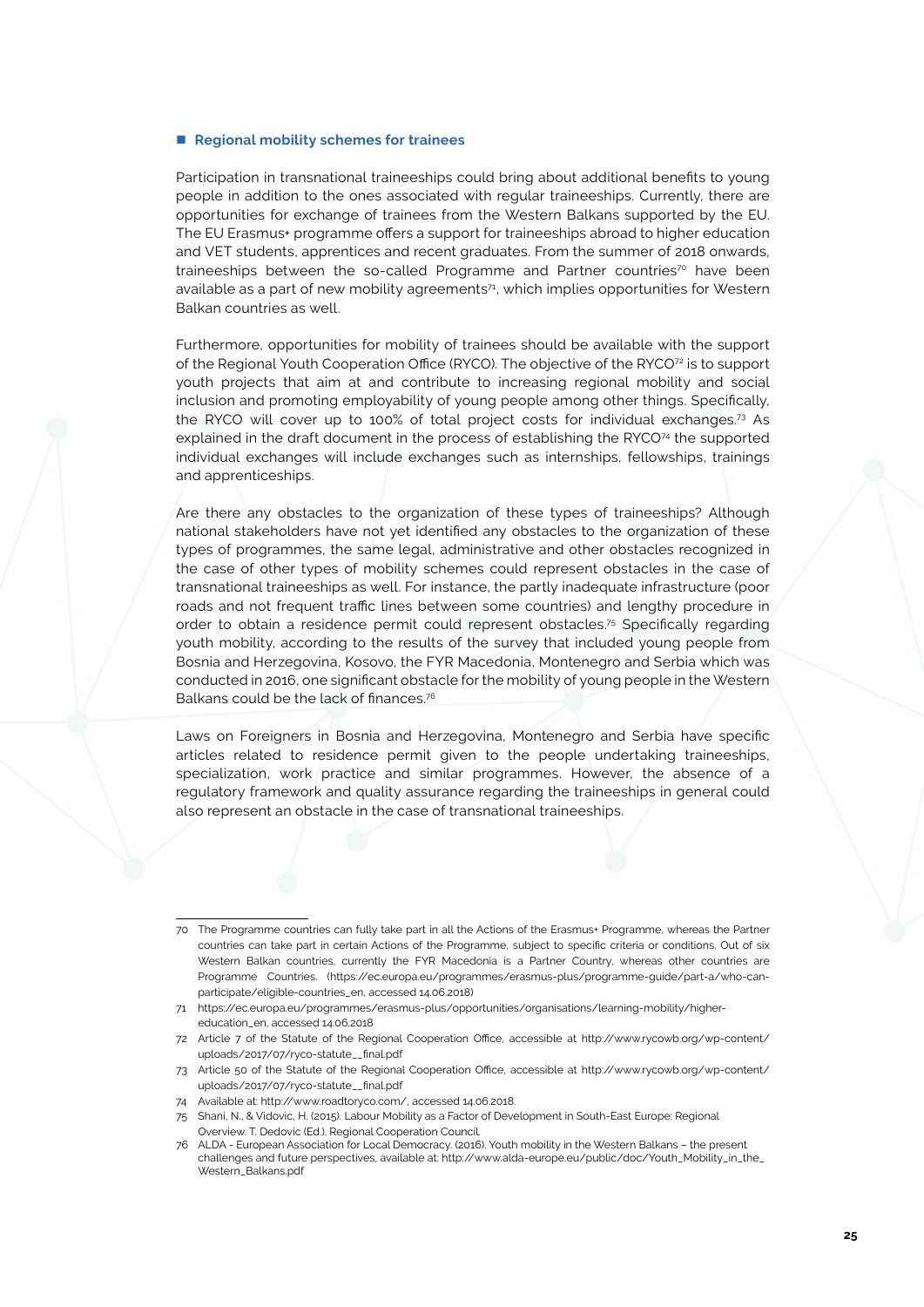### Regional mobility schemes for trainees

Participation in transnational traineeships could bring about additional benefits to young people in addition to the ones associated with regular traineeships. Currently, there are opportunities for exchange of trainees from the Western Balkans supported by the EU. The EU Erasmus+ programme offers a support for traineeships abroad to higher education and VET students, apprentices and recent graduates. From the summer of 2018 onwards, traineeships between the so-called Programme and Partner countries[70] have been available as a part of new mobility agreements[71], which implies opportunities for Western Balkan countries as well.

Furthermore, opportunities for mobility of trainees should be available with the support of the Regional Youth Cooperation Office (RYCO). The objective of the RYCO[72] is to support youth projects that aim at and contribute to increasing regional mobility and social inclusion and promoting employability of young people among other things. Specifically, the RYCO will cover up to 100% of total project costs for individual exchanges.[73] As explained in the draft document in the process of establishing the RYCO[74] the supported individual exchanges will include exchanges such as internships, fellowships, trainings and apprenticeships.

Are there any obstacles to the organization of these types of traineeships? Although national stakeholders have not yet identified any obstacles to the organization of these types of programmes, the same legal, administrative and other obstacles recognized in the case of other types of mobility schemes could represent obstacles in the case of transnational traineeships as well. For instance, the partly inadequate infrastructure (poor roads and not frequent traffic lines between some countries) and lengthy procedure in order to obtain a residence permit could represent obstacles.[75] Specifically regarding youth mobility, according to the results of the survey that included young people from Bosnia and Herzegovina, Kosovo, the FYR Macedonia, Montenegro and Serbia which was conducted in 2016, one significant obstacle for the mobility of young people in the Western Balkans could be the lack of finances.[76]

Laws on Foreigners in Bosnia and Herzegovina, Montenegro and Serbia have specific articles related to residence permit given to the people undertaking traineeships, specialization, work practice and similar programmes. However, the absence of a regulatory framework and quality assurance regarding the traineeships in general could also represent an obstacle in the case of transnational traineeships.

---

70 The Programme countries can fully take part in all the Actions of the Erasmus+ Programme, whereas the Partner countries can take part in certain Actions of the Programme, subject to specific criteria or conditions. Out of six Western Balkan countries, currently the FYR Macedonia is a Partner Country, whereas other countries are Programme Countries. (https://ec.europa.eu/programmes/erasmus-plus/programme-guide/part-a/who-can-participate/eligible-countries_en, accessed 14.06.2018)

71 https://ec.europa.eu/programmes/erasmus-plus/opportunities/organisations/learning-mobility/higher-education_en, accessed 14.06.2018

72 Article 7 of the Statute of the Regional Cooperation Office, accessible at http://www.rycowb.org/wp-content/uploads/2017/07/ryco-statute__final.pdf

73 Article 50 of the Statute of the Regional Cooperation Office, accessible at http://www.rycowb.org/wp-content/uploads/2017/07/ryco-statute__final.pdf

74 Available at: http://www.roadtoryco.com/, accessed 14.06.2018.

75 Shani, N., & Vidovic, H. (2015). Labour Mobility as a Factor of Development in South-East Europe: Regional Overview. T. Dedovic (Ed.). Regional Cooperation Council.

76 ALDA - European Association for Local Democracy. (2016). Youth mobility in the Western Balkans – the present challenges and future perspectives, available at: http://www.alda-europe.eu/public/doc/Youth_Mobility_in_the_Western_Balkans.pdf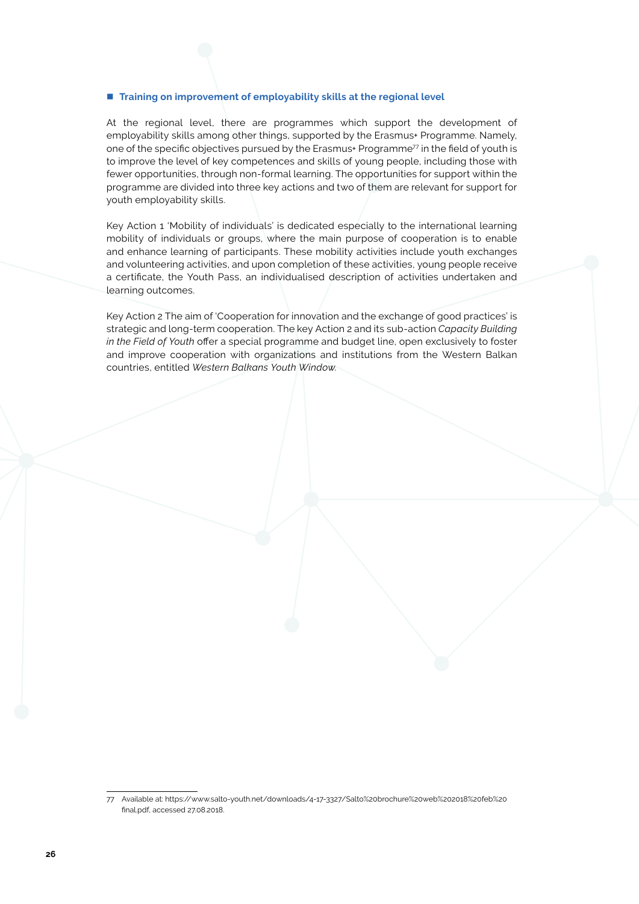- **Training on improvement of employability skills at the regional level**

At the regional level, there are programmes which support the development of employability skills among other things, supported by the Erasmus+ Programme. Namely, one of the specific objectives pursued by the Erasmus+ Programme[77] in the field of youth is to improve the level of key competences and skills of young people, including those with fewer opportunities, through non-formal learning. The opportunities for support within the programme are divided into three key actions and two of them are relevant for support for youth employability skills.

Key Action 1 'Mobility of individuals' is dedicated especially to the international learning mobility of individuals or groups, where the main purpose of cooperation is to enable and enhance learning of participants. These mobility activities include youth exchanges and volunteering activities, and upon completion of these activities, young people receive a certificate, the Youth Pass, an individualised description of activities undertaken and learning outcomes.

Key Action 2 The aim of 'Cooperation for innovation and the exchange of good practices' is strategic and long-term cooperation. The key Action 2 and its sub-action *Capacity Building in the Field of Youth* offer a special programme and budget line, open exclusively to foster and improve cooperation with organizations and institutions from the Western Balkan countries, entitled *Western Balkans Youth Window*.

---

77 Available at: https://www.salto-youth.net/downloads/4-17-3327/Salto%20brochure%20web%202018%20feb%20final.pdf, accessed 27.08.2018.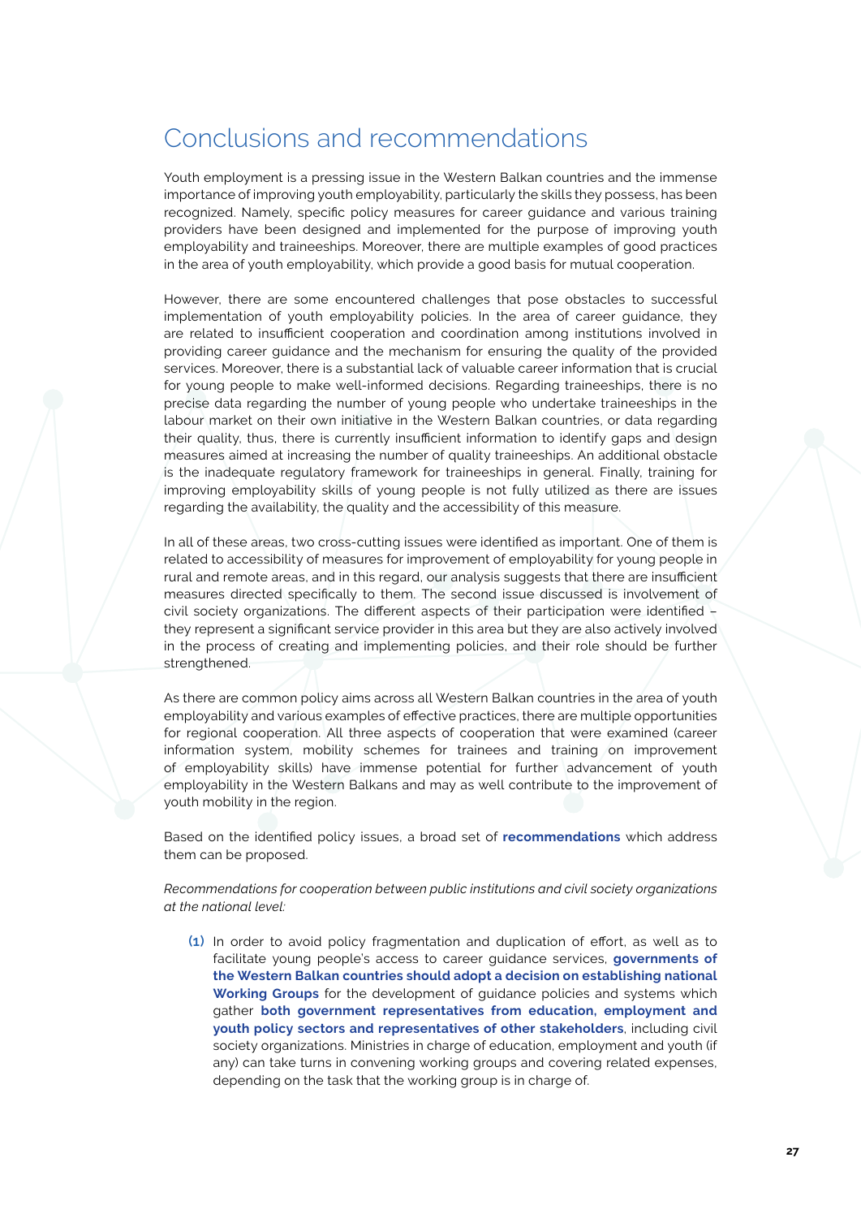# Conclusions and recommendations

Youth employment is a pressing issue in the Western Balkan countries and the immense importance of improving youth employability, particularly the skills they possess, has been recognized. Namely, specific policy measures for career guidance and various training providers have been designed and implemented for the purpose of improving youth employability and traineeships. Moreover, there are multiple examples of good practices in the area of youth employability, which provide a good basis for mutual cooperation.

However, there are some encountered challenges that pose obstacles to successful implementation of youth employability policies. In the area of career guidance, they are related to insufficient cooperation and coordination among institutions involved in providing career guidance and the mechanism for ensuring the quality of the provided services. Moreover, there is a substantial lack of valuable career information that is crucial for young people to make well-informed decisions. Regarding traineeships, there is no precise data regarding the number of young people who undertake traineeships in the labour market on their own initiative in the Western Balkan countries, or data regarding their quality, thus, there is currently insufficient information to identify gaps and design measures aimed at increasing the number of quality traineeships. An additional obstacle is the inadequate regulatory framework for traineeships in general. Finally, training for improving employability skills of young people is not fully utilized as there are issues regarding the availability, the quality and the accessibility of this measure.

In all of these areas, two cross-cutting issues were identified as important. One of them is related to accessibility of measures for improvement of employability for young people in rural and remote areas, and in this regard, our analysis suggests that there are insufficient measures directed specifically to them. The second issue discussed is involvement of civil society organizations. The different aspects of their participation were identified – they represent a significant service provider in this area but they are also actively involved in the process of creating and implementing policies, and their role should be further strengthened.

As there are common policy aims across all Western Balkan countries in the area of youth employability and various examples of effective practices, there are multiple opportunities for regional cooperation. All three aspects of cooperation that were examined (career information system, mobility schemes for trainees and training on improvement of employability skills) have immense potential for further advancement of youth employability in the Western Balkans and may as well contribute to the improvement of youth mobility in the region.

Based on the identified policy issues, a broad set of **recommendations** which address them can be proposed.

*Recommendations for cooperation between public institutions and civil society organizations at the national level:*

**(1)** In order to avoid policy fragmentation and duplication of effort, as well as to facilitate young people's access to career guidance services, **governments of the Western Balkan countries should adopt a decision on establishing national Working Groups** for the development of guidance policies and systems which gather **both government representatives from education, employment and youth policy sectors and representatives of other stakeholders**, including civil society organizations. Ministries in charge of education, employment and youth (if any) can take turns in convening working groups and covering related expenses, depending on the task that the working group is in charge of.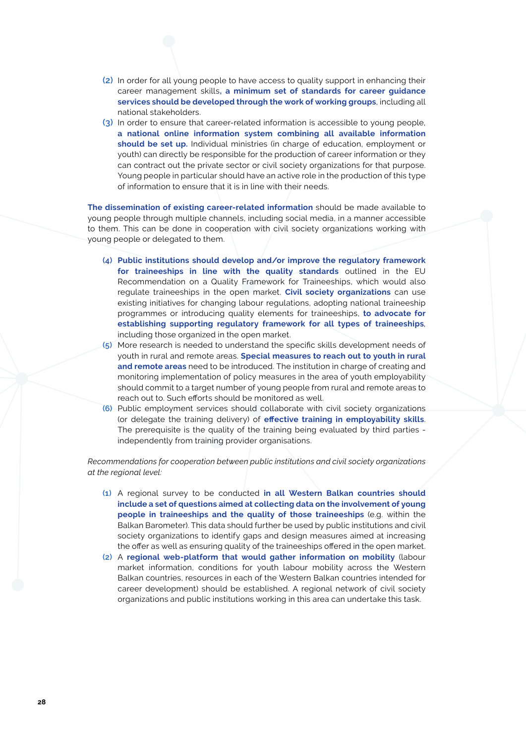(2) In order for all young people to have access to quality support in enhancing their career management skills, **a minimum set of standards for career guidance services should be developed through the work of working groups**, including all national stakeholders.

(3) In order to ensure that career-related information is accessible to young people, **a national online information system combining all available information should be set up.** Individual ministries (in charge of education, employment or youth) can directly be responsible for the production of career information or they can contract out the private sector or civil society organizations for that purpose. Young people in particular should have an active role in the production of this type of information to ensure that it is in line with their needs.

**The dissemination of existing career-related information** should be made available to young people through multiple channels, including social media, in a manner accessible to them. This can be done in cooperation with civil society organizations working with young people or delegated to them.

(4) **Public institutions should develop and/or improve the regulatory framework for traineeships in line with the quality standards** outlined in the EU Recommendation on a Quality Framework for Traineeships, which would also regulate traineeships in the open market. **Civil society organizations** can use existing initiatives for changing labour regulations, adopting national traineeship programmes or introducing quality elements for traineeships, **to advocate for establishing supporting regulatory framework for all types of traineeships**, including those organized in the open market.

(5) More research is needed to understand the specific skills development needs of youth in rural and remote areas. **Special measures to reach out to youth in rural and remote areas** need to be introduced. The institution in charge of creating and monitoring implementation of policy measures in the area of youth employability should commit to a target number of young people from rural and remote areas to reach out to. Such efforts should be monitored as well.

(6) Public employment services should collaborate with civil society organizations (or delegate the training delivery) of **effective training in employability skills**. The prerequisite is the quality of the training being evaluated by third parties - independently from training provider organisations.

*Recommendations for cooperation between public institutions and civil society organizations at the regional level:*

(1) A regional survey to be conducted **in all Western Balkan countries should include a set of questions aimed at collecting data on the involvement of young people in traineeships and the quality of those traineeships** (e.g. within the Balkan Barometer). This data should further be used by public institutions and civil society organizations to identify gaps and design measures aimed at increasing the offer as well as ensuring quality of the traineeships offered in the open market.

(2) A **regional web-platform that would gather information on mobility** (labour market information, conditions for youth labour mobility across the Western Balkan countries, resources in each of the Western Balkan countries intended for career development) should be established. A regional network of civil society organizations and public institutions working in this area can undertake this task.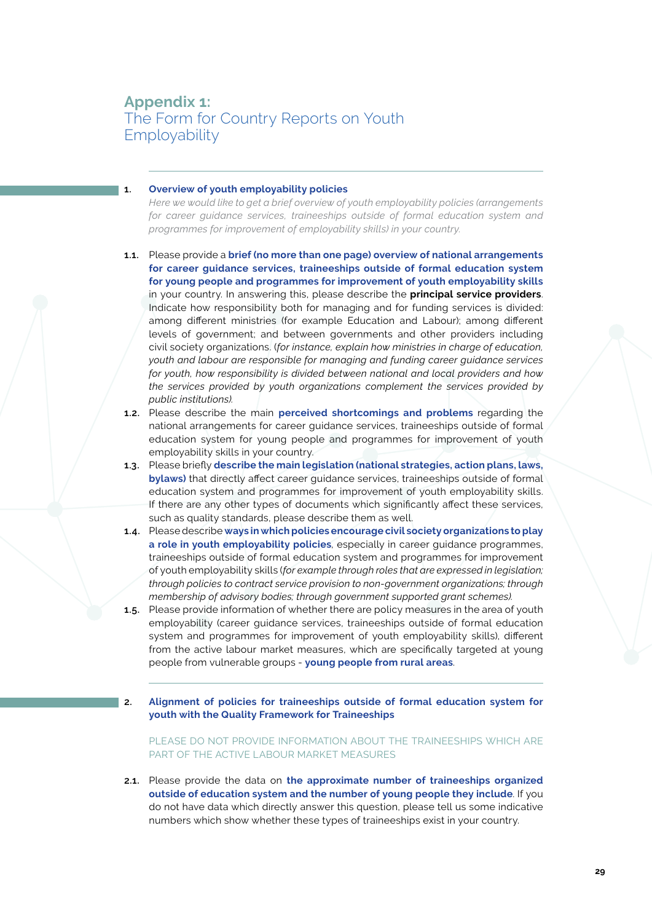# Appendix 1:
## The Form for Country Reports on Youth Employability

### 1. Overview of youth employability policies

*Here we would like to get a brief overview of youth employability policies (arrangements for career guidance services, traineeships outside of formal education system and programmes for improvement of employability skills) in your country.*

**1.1.** Please provide a **brief (no more than one page) overview of national arrangements for career guidance services, traineeships outside of formal education system for young people and programmes for improvement of youth employability skills** in your country. In answering this, please describe the **principal service providers**. Indicate how responsibility both for managing and for funding services is divided: among different ministries (for example Education and Labour); among different levels of government; and between governments and other providers including civil society organizations. (*for instance, explain how ministries in charge of education, youth and labour are responsible for managing and funding career guidance services for youth, how responsibility is divided between national and local providers and how the services provided by youth organizations complement the services provided by public institutions).*

**1.2.** Please describe the main **perceived shortcomings and problems** regarding the national arrangements for career guidance services, traineeships outside of formal education system for young people and programmes for improvement of youth employability skills in your country.

**1.3.** Please briefly **describe the main legislation (national strategies, action plans, laws, bylaws)** that directly affect career guidance services, traineeships outside of formal education system and programmes for improvement of youth employability skills. If there are any other types of documents which significantly affect these services, such as quality standards, please describe them as well.

**1.4.** Please describe **ways in which policies encourage civil society organizations to play a role in youth employability policies**, especially in career guidance programmes, traineeships outside of formal education system and programmes for improvement of youth employability skills (*for example through roles that are expressed in legislation; through policies to contract service provision to non-government organizations; through membership of advisory bodies; through government supported grant schemes).*

**1.5.** Please provide information of whether there are policy measures in the area of youth employability (career guidance services, traineeships outside of formal education system and programmes for improvement of youth employability skills), different from the active labour market measures, which are specifically targeted at young people from vulnerable groups - **young people from rural areas**.

### 2. Alignment of policies for traineeships outside of formal education system for youth with the Quality Framework for Traineeships

PLEASE DO NOT PROVIDE INFORMATION ABOUT THE TRAINEESHIPS WHICH ARE PART OF THE ACTIVE LABOUR MARKET MEASURES

**2.1.** Please provide the data on **the approximate number of traineeships organized outside of education system and the number of young people they include**. If you do not have data which directly answer this question, please tell us some indicative numbers which show whether these types of traineeships exist in your country.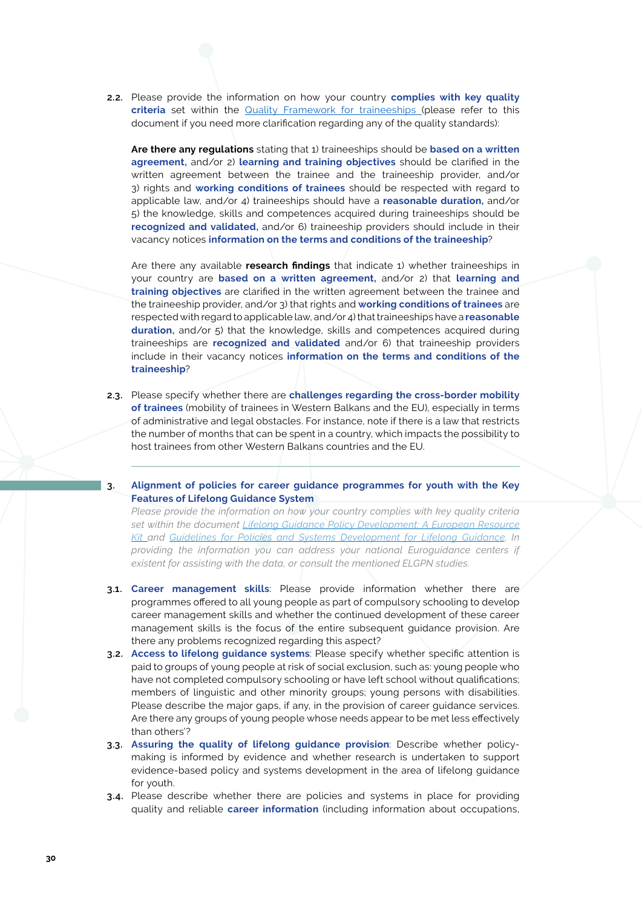**2.2.** Please provide the information on how your country **complies with key quality criteria** set within the [Quality Framework for traineeships](#) (please refer to this document if you need more clarification regarding any of the quality standards):

**Are there any regulations** stating that 1) traineeships should be **based on a written agreement,** and/or 2) **learning and training objectives** should be clarified in the written agreement between the trainee and the traineeship provider, and/or 3) rights and **working conditions of trainees** should be respected with regard to applicable law, and/or 4) traineeships should have a **reasonable duration,** and/or 5) the knowledge, skills and competences acquired during traineeships should be **recognized and validated,** and/or 6) traineeship providers should include in their vacancy notices **information on the terms and conditions of the traineeship**?

Are there any available **research findings** that indicate 1) whether traineeships in your country are **based on a written agreement,** and/or 2) that **learning and training objectives** are clarified in the written agreement between the trainee and the traineeship provider, and/or 3) that rights and **working conditions of trainees** are respected with regard to applicable law, and/or 4) that traineeships have a **reasonable duration,** and/or 5) that the knowledge, skills and competences acquired during traineeships are **recognized and validated** and/or 6) that traineeship providers include in their vacancy notices **information on the terms and conditions of the traineeship**?

**2.3.** Please specify whether there are **challenges regarding the cross-border mobility of trainees** (mobility of trainees in Western Balkans and the EU), especially in terms of administrative and legal obstacles. For instance, note if there is a law that restricts the number of months that can be spent in a country, which impacts the possibility to host trainees from other Western Balkans countries and the EU.

---

## 3. Alignment of policies for career guidance programmes for youth with the Key Features of Lifelong Guidance System

*Please provide the information on how your country complies with key quality criteria set within the document [Lifelong Guidance Policy Development: A European Resource Kit](#) and [Guidelines for Policies and Systems Development for Lifelong Guidance](#). In providing the information you can address your national Euroguidance centers if existent for assisting with the data, or consult the mentioned ELGPN studies.*

**3.1.** **Career management skills**: Please provide information whether there are programmes offered to all young people as part of compulsory schooling to develop career management skills and whether the continued development of these career management skills is the focus of the entire subsequent guidance provision. Are there any problems recognized regarding this aspect?

**3.2.** **Access to lifelong guidance systems**: Please specify whether specific attention is paid to groups of young people at risk of social exclusion, such as: young people who have not completed compulsory schooling or have left school without qualifications; members of linguistic and other minority groups; young persons with disabilities. Please describe the major gaps, if any, in the provision of career guidance services. Are there any groups of young people whose needs appear to be met less effectively than others'?

**3.3.** **Assuring the quality of lifelong guidance provision**: Describe whether policy-making is informed by evidence and whether research is undertaken to support evidence-based policy and systems development in the area of lifelong guidance for youth.

**3.4.** Please describe whether there are policies and systems in place for providing quality and reliable **career information** (including information about occupations,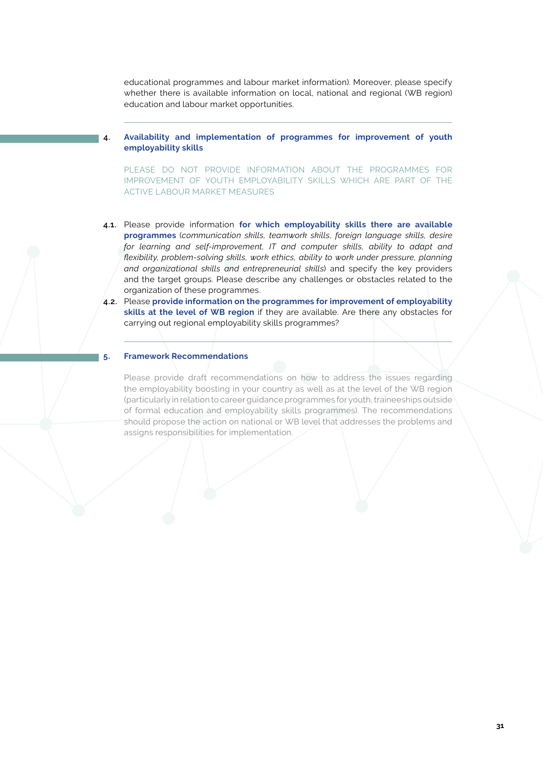educational programmes and labour market information). Moreover, please specify whether there is available information on local, national and regional (WB region) education and labour market opportunities.

## 4. Availability and implementation of programmes for improvement of youth employability skills

PLEASE DO NOT PROVIDE INFORMATION ABOUT THE PROGRAMMES FOR IMPROVEMENT OF YOUTH EMPLOYABILITY SKILLS WHICH ARE PART OF THE ACTIVE LABOUR MARKET MEASURES

**4.1.** Please provide information **for which employability skills there are available programmes** (*communication skills, teamwork skills, foreign language skills, desire for learning and self-improvement, IT and computer skills, ability to adapt and flexibility, problem-solving skills, work ethics, ability to work under pressure, planning and organizational skills and entrepreneurial skills*) and specify the key providers and the target groups. Please describe any challenges or obstacles related to the organization of these programmes.

**4.2.** Please **provide information on the programmes for improvement of employability skills at the level of WB region** if they are available. Are there any obstacles for carrying out regional employability skills programmes?

## 5. Framework Recommendations

Please provide draft recommendations on how to address the issues regarding the employability boosting in your country as well as at the level of the WB region (particularly in relation to career guidance programmes for youth, traineeships outside of formal education and employability skills programmes). The recommendations should propose the action on national or WB level that addresses the problems and assigns responsibilities for implementation.